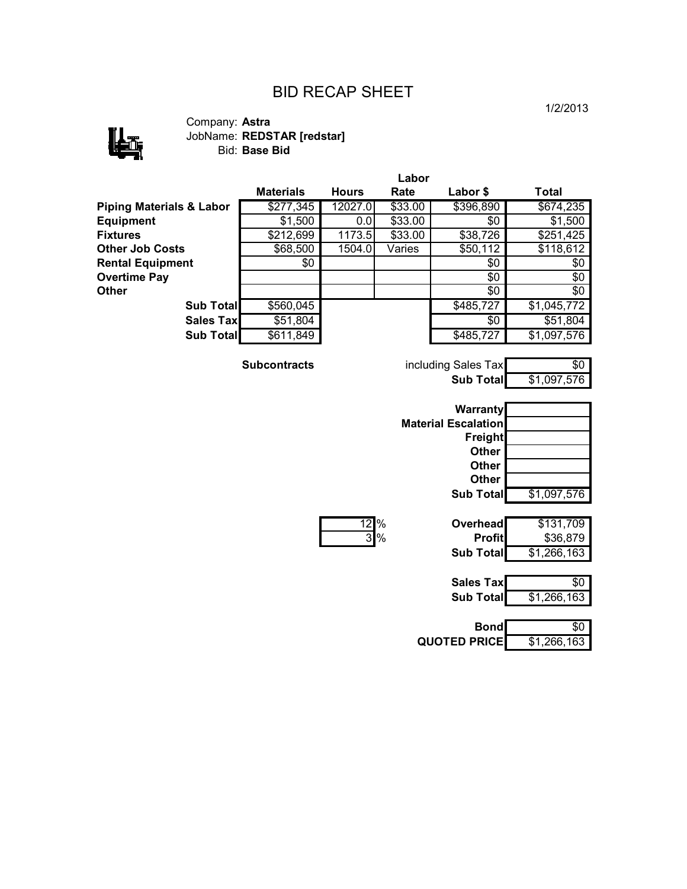# BID RECAP SHEET

1/2/2013

Company: **Astra**
JobName: **REDSTAR [redstar]**
Bid: **Base Bid**

| | Materials | Hours | Labor Rate | Labor $ | Total |
|---|---|---|---|---|---|
| **Piping Materials & Labor** | $277,345 | 12027.0 | $33.00 | $396,890 | $674,235 |
| **Equipment** | $1,500 | 0.0 | $33.00 | $0 | $1,500 |
| **Fixtures** | $212,699 | 1173.5 | $33.00 | $38,726 | $251,425 |
| **Other Job Costs** | $68,500 | 1504.0 | Varies | $50,112 | $118,612 |
| **Rental Equipment** | $0 | | | $0 | $0 |
| **Overtime Pay** | | | | $0 | $0 |
| **Other** | | | | $0 | $0 |
| **Sub Total** | $560,045 | | | $485,727 | $1,045,772 |
| **Sales Tax** | $51,804 | | | $0 | $51,804 |
| **Sub Total** | $611,849 | | | $485,727 | $1,097,576 |

| | | |
|---|---|---|
| **Subcontracts** | including Sales Tax | $0 |
| | **Sub Total** | $1,097,576 |
| | **Warranty** | |
| | **Material Escalation** | |
| | **Freight** | |
| | **Other** | |
| | **Other** | |
| | **Other** | |
| | **Sub Total** | $1,097,576 |
| 12 % | **Overhead** | $131,709 |
| 3 % | **Profit** | $36,879 |
| | **Sub Total** | $1,266,163 |
| | **Sales Tax** | $0 |
| | **Sub Total** | $1,266,163 |
| | **Bond** | $0 |
| | **QUOTED PRICE** | $1,266,163 |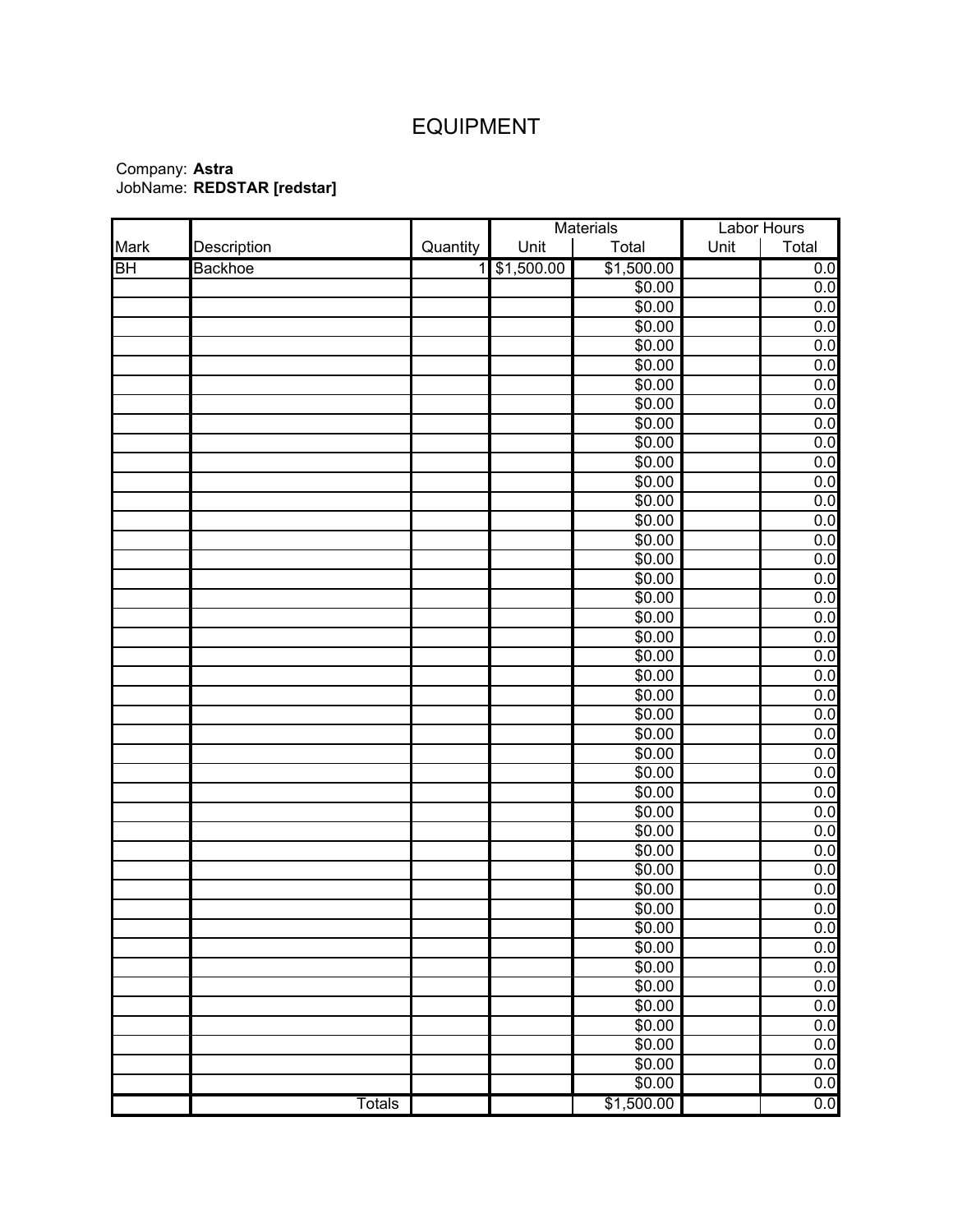# EQUIPMENT

Company: **Astra**
JobName: **REDSTAR [redstar]**

| | | | Materials | | Labor Hours | |
|---|---|---|---|---|---|---|
| Mark | Description | Quantity | Unit | Total | Unit | Total |
| BH | Backhoe | 1 | $1,500.00 | $1,500.00 | | 0.0 |
| | | | | $0.00 | | 0.0 |
| | | | | $0.00 | | 0.0 |
| | | | | $0.00 | | 0.0 |
| | | | | $0.00 | | 0.0 |
| | | | | $0.00 | | 0.0 |
| | | | | $0.00 | | 0.0 |
| | | | | $0.00 | | 0.0 |
| | | | | $0.00 | | 0.0 |
| | | | | $0.00 | | 0.0 |
| | | | | $0.00 | | 0.0 |
| | | | | $0.00 | | 0.0 |
| | | | | $0.00 | | 0.0 |
| | | | | $0.00 | | 0.0 |
| | | | | $0.00 | | 0.0 |
| | | | | $0.00 | | 0.0 |
| | | | | $0.00 | | 0.0 |
| | | | | $0.00 | | 0.0 |
| | | | | $0.00 | | 0.0 |
| | | | | $0.00 | | 0.0 |
| | | | | $0.00 | | 0.0 |
| | | | | $0.00 | | 0.0 |
| | | | | $0.00 | | 0.0 |
| | | | | $0.00 | | 0.0 |
| | | | | $0.00 | | 0.0 |
| | | | | $0.00 | | 0.0 |
| | | | | $0.00 | | 0.0 |
| | | | | $0.00 | | 0.0 |
| | | | | $0.00 | | 0.0 |
| | | | | $0.00 | | 0.0 |
| | | | | $0.00 | | 0.0 |
| | | | | $0.00 | | 0.0 |
| | | | | $0.00 | | 0.0 |
| | | | | $0.00 | | 0.0 |
| | | | | $0.00 | | 0.0 |
| | | | | $0.00 | | 0.0 |
| | | | | $0.00 | | 0.0 |
| | | | | $0.00 | | 0.0 |
| | | | | $0.00 | | 0.0 |
| | | | | $0.00 | | 0.0 |
| | | | | $0.00 | | 0.0 |
| | | | | $0.00 | | 0.0 |
| | | | | $0.00 | | 0.0 |
| | | | | $0.00 | | 0.0 |
| | Totals | | | $1,500.00 | | 0.0 |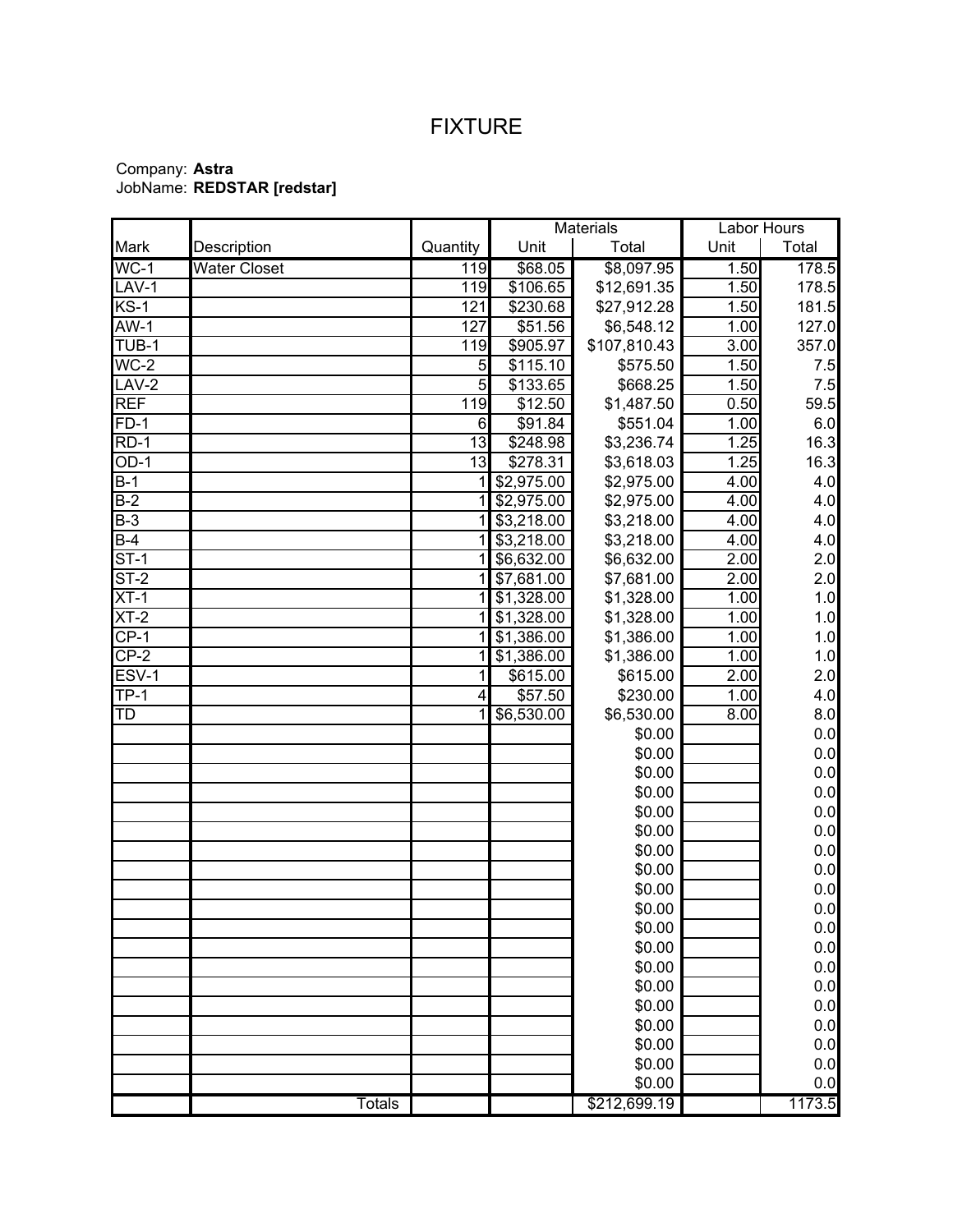# FIXTURE

Company: **Astra**
JobName: **REDSTAR [redstar]**

| Mark | Description | Quantity | Materials | | Labor Hours | |
|---|---|---|---|---|---|---|
| | | | Unit | Total | Unit | Total |
| WC-1 | Water Closet | 119 | $68.05 | $8,097.95 | 1.50 | 178.5 |
| LAV-1 | | 119 | $106.65 | $12,691.35 | 1.50 | 178.5 |
| KS-1 | | 121 | $230.68 | $27,912.28 | 1.50 | 181.5 |
| AW-1 | | 127 | $51.56 | $6,548.12 | 1.00 | 127.0 |
| TUB-1 | | 119 | $905.97 | $107,810.43 | 3.00 | 357.0 |
| WC-2 | | 5 | $115.10 | $575.50 | 1.50 | 7.5 |
| LAV-2 | | 5 | $133.65 | $668.25 | 1.50 | 7.5 |
| REF | | 119 | $12.50 | $1,487.50 | 0.50 | 59.5 |
| FD-1 | | 6 | $91.84 | $551.04 | 1.00 | 6.0 |
| RD-1 | | 13 | $248.98 | $3,236.74 | 1.25 | 16.3 |
| OD-1 | | 13 | $278.31 | $3,618.03 | 1.25 | 16.3 |
| B-1 | | 1 | $2,975.00 | $2,975.00 | 4.00 | 4.0 |
| B-2 | | 1 | $2,975.00 | $2,975.00 | 4.00 | 4.0 |
| B-3 | | 1 | $3,218.00 | $3,218.00 | 4.00 | 4.0 |
| B-4 | | 1 | $3,218.00 | $3,218.00 | 4.00 | 4.0 |
| ST-1 | | 1 | $6,632.00 | $6,632.00 | 2.00 | 2.0 |
| ST-2 | | 1 | $7,681.00 | $7,681.00 | 2.00 | 2.0 |
| XT-1 | | 1 | $1,328.00 | $1,328.00 | 1.00 | 1.0 |
| XT-2 | | 1 | $1,328.00 | $1,328.00 | 1.00 | 1.0 |
| CP-1 | | 1 | $1,386.00 | $1,386.00 | 1.00 | 1.0 |
| CP-2 | | 1 | $1,386.00 | $1,386.00 | 1.00 | 1.0 |
| ESV-1 | | 1 | $615.00 | $615.00 | 2.00 | 2.0 |
| TP-1 | | 4 | $57.50 | $230.00 | 1.00 | 4.0 |
| TD | | 1 | $6,530.00 | $6,530.00 | 8.00 | 8.0 |
| | | | | $0.00 | | 0.0 |
| | | | | $0.00 | | 0.0 |
| | | | | $0.00 | | 0.0 |
| | | | | $0.00 | | 0.0 |
| | | | | $0.00 | | 0.0 |
| | | | | $0.00 | | 0.0 |
| | | | | $0.00 | | 0.0 |
| | | | | $0.00 | | 0.0 |
| | | | | $0.00 | | 0.0 |
| | | | | $0.00 | | 0.0 |
| | | | | $0.00 | | 0.0 |
| | | | | $0.00 | | 0.0 |
| | | | | $0.00 | | 0.0 |
| | | | | $0.00 | | 0.0 |
| | | | | $0.00 | | 0.0 |
| | | | | $0.00 | | 0.0 |
| | | | | $0.00 | | 0.0 |
| | | | | $0.00 | | 0.0 |
| | | | | $0.00 | | 0.0 |
| | Totals | | | $212,699.19 | | 1173.5 |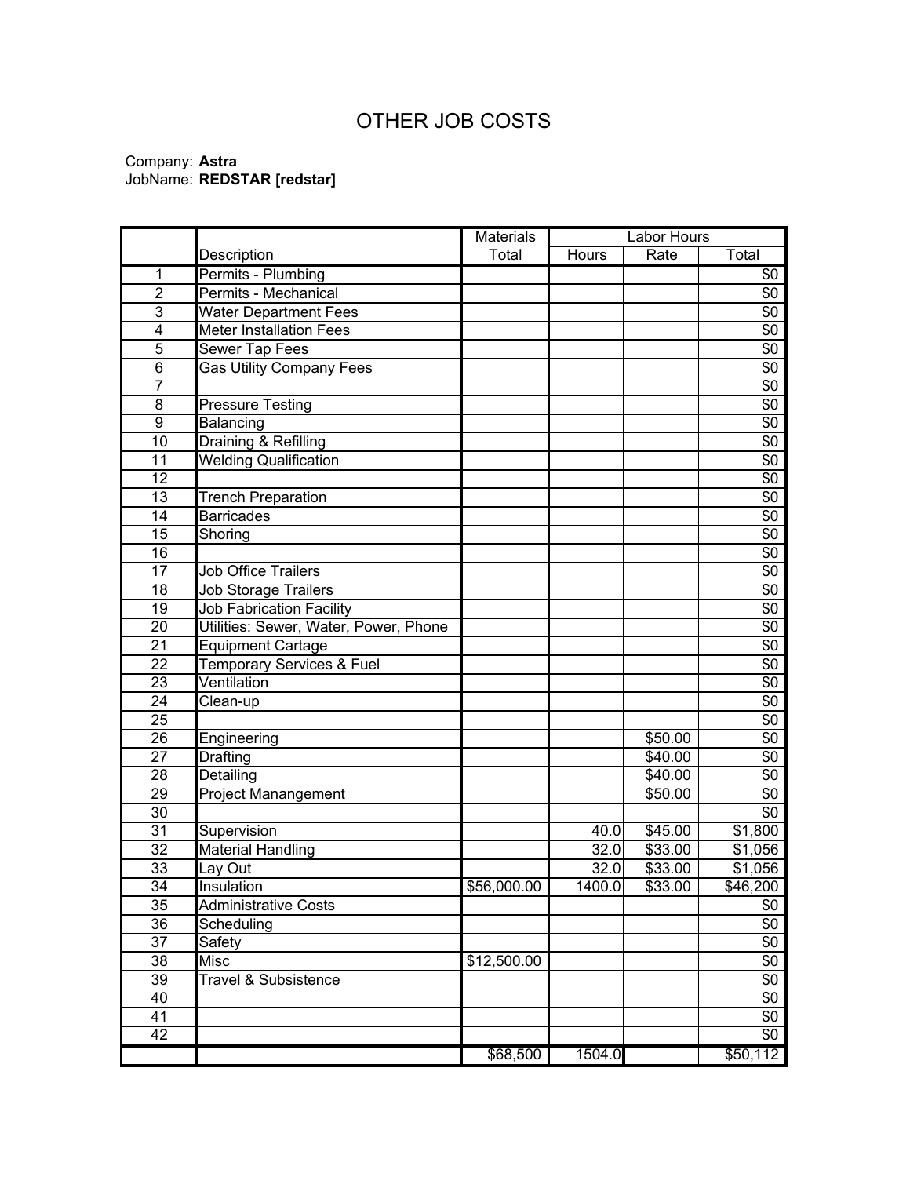# OTHER JOB COSTS

Company: **Astra**
JobName: **REDSTAR [redstar]**

| | Description | Materials Total | Labor Hours | | |
|---|---|---|---|---|---|
| | | | Hours | Rate | Total |
| 1 | Permits - Plumbing | | | | $0 |
| 2 | Permits - Mechanical | | | | $0 |
| 3 | Water Department Fees | | | | $0 |
| 4 | Meter Installation Fees | | | | $0 |
| 5 | Sewer Tap Fees | | | | $0 |
| 6 | Gas Utility Company Fees | | | | $0 |
| 7 | | | | | $0 |
| 8 | Pressure Testing | | | | $0 |
| 9 | Balancing | | | | $0 |
| 10 | Draining & Refilling | | | | $0 |
| 11 | Welding Qualification | | | | $0 |
| 12 | | | | | $0 |
| 13 | Trench Preparation | | | | $0 |
| 14 | Barricades | | | | $0 |
| 15 | Shoring | | | | $0 |
| 16 | | | | | $0 |
| 17 | Job Office Trailers | | | | $0 |
| 18 | Job Storage Trailers | | | | $0 |
| 19 | Job Fabrication Facility | | | | $0 |
| 20 | Utilities: Sewer, Water, Power, Phone | | | | $0 |
| 21 | Equipment Cartage | | | | $0 |
| 22 | Temporary Services & Fuel | | | | $0 |
| 23 | Ventilation | | | | $0 |
| 24 | Clean-up | | | | $0 |
| 25 | | | | | $0 |
| 26 | Engineering | | | $50.00 | $0 |
| 27 | Drafting | | | $40.00 | $0 |
| 28 | Detailing | | | $40.00 | $0 |
| 29 | Project Manangement | | | $50.00 | $0 |
| 30 | | | | | $0 |
| 31 | Supervision | | 40.0 | $45.00 | $1,800 |
| 32 | Material Handling | | 32.0 | $33.00 | $1,056 |
| 33 | Lay Out | | 32.0 | $33.00 | $1,056 |
| 34 | Insulation | $56,000.00 | 1400.0 | $33.00 | $46,200 |
| 35 | Administrative Costs | | | | $0 |
| 36 | Scheduling | | | | $0 |
| 37 | Safety | | | | $0 |
| 38 | Misc | $12,500.00 | | | $0 |
| 39 | Travel & Subsistence | | | | $0 |
| 40 | | | | | $0 |
| 41 | | | | | $0 |
| 42 | | | | | $0 |
| | | $68,500 | 1504.0 | | $50,112 |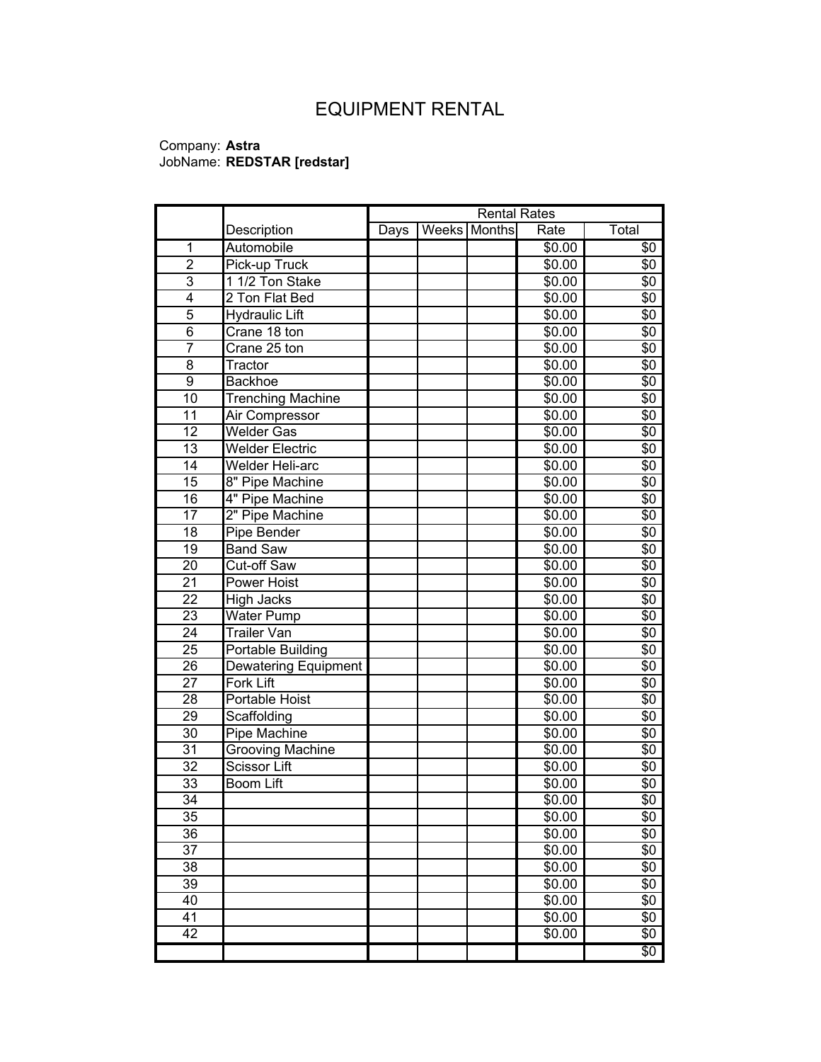# EQUIPMENT RENTAL

Company: **Astra**
JobName: **REDSTAR [redstar]**

| | | Rental Rates | | | | |
|---|---|---|---|---|---|---|
| | Description | Days | Weeks | Months | Rate | Total |
| 1 | Automobile | | | | $0.00 | $0 |
| 2 | Pick-up Truck | | | | $0.00 | $0 |
| 3 | 1 1/2 Ton Stake | | | | $0.00 | $0 |
| 4 | 2 Ton Flat Bed | | | | $0.00 | $0 |
| 5 | Hydraulic Lift | | | | $0.00 | $0 |
| 6 | Crane 18 ton | | | | $0.00 | $0 |
| 7 | Crane 25 ton | | | | $0.00 | $0 |
| 8 | Tractor | | | | $0.00 | $0 |
| 9 | Backhoe | | | | $0.00 | $0 |
| 10 | Trenching Machine | | | | $0.00 | $0 |
| 11 | Air Compressor | | | | $0.00 | $0 |
| 12 | Welder Gas | | | | $0.00 | $0 |
| 13 | Welder Electric | | | | $0.00 | $0 |
| 14 | Welder Heli-arc | | | | $0.00 | $0 |
| 15 | 8" Pipe Machine | | | | $0.00 | $0 |
| 16 | 4" Pipe Machine | | | | $0.00 | $0 |
| 17 | 2" Pipe Machine | | | | $0.00 | $0 |
| 18 | Pipe Bender | | | | $0.00 | $0 |
| 19 | Band Saw | | | | $0.00 | $0 |
| 20 | Cut-off Saw | | | | $0.00 | $0 |
| 21 | Power Hoist | | | | $0.00 | $0 |
| 22 | High Jacks | | | | $0.00 | $0 |
| 23 | Water Pump | | | | $0.00 | $0 |
| 24 | Trailer Van | | | | $0.00 | $0 |
| 25 | Portable Building | | | | $0.00 | $0 |
| 26 | Dewatering Equipment | | | | $0.00 | $0 |
| 27 | Fork Lift | | | | $0.00 | $0 |
| 28 | Portable Hoist | | | | $0.00 | $0 |
| 29 | Scaffolding | | | | $0.00 | $0 |
| 30 | Pipe Machine | | | | $0.00 | $0 |
| 31 | Grooving Machine | | | | $0.00 | $0 |
| 32 | Scissor Lift | | | | $0.00 | $0 |
| 33 | Boom Lift | | | | $0.00 | $0 |
| 34 | | | | | $0.00 | $0 |
| 35 | | | | | $0.00 | $0 |
| 36 | | | | | $0.00 | $0 |
| 37 | | | | | $0.00 | $0 |
| 38 | | | | | $0.00 | $0 |
| 39 | | | | | $0.00 | $0 |
| 40 | | | | | $0.00 | $0 |
| 41 | | | | | $0.00 | $0 |
| 42 | | | | | $0.00 | $0 |
| | | | | | | $0 |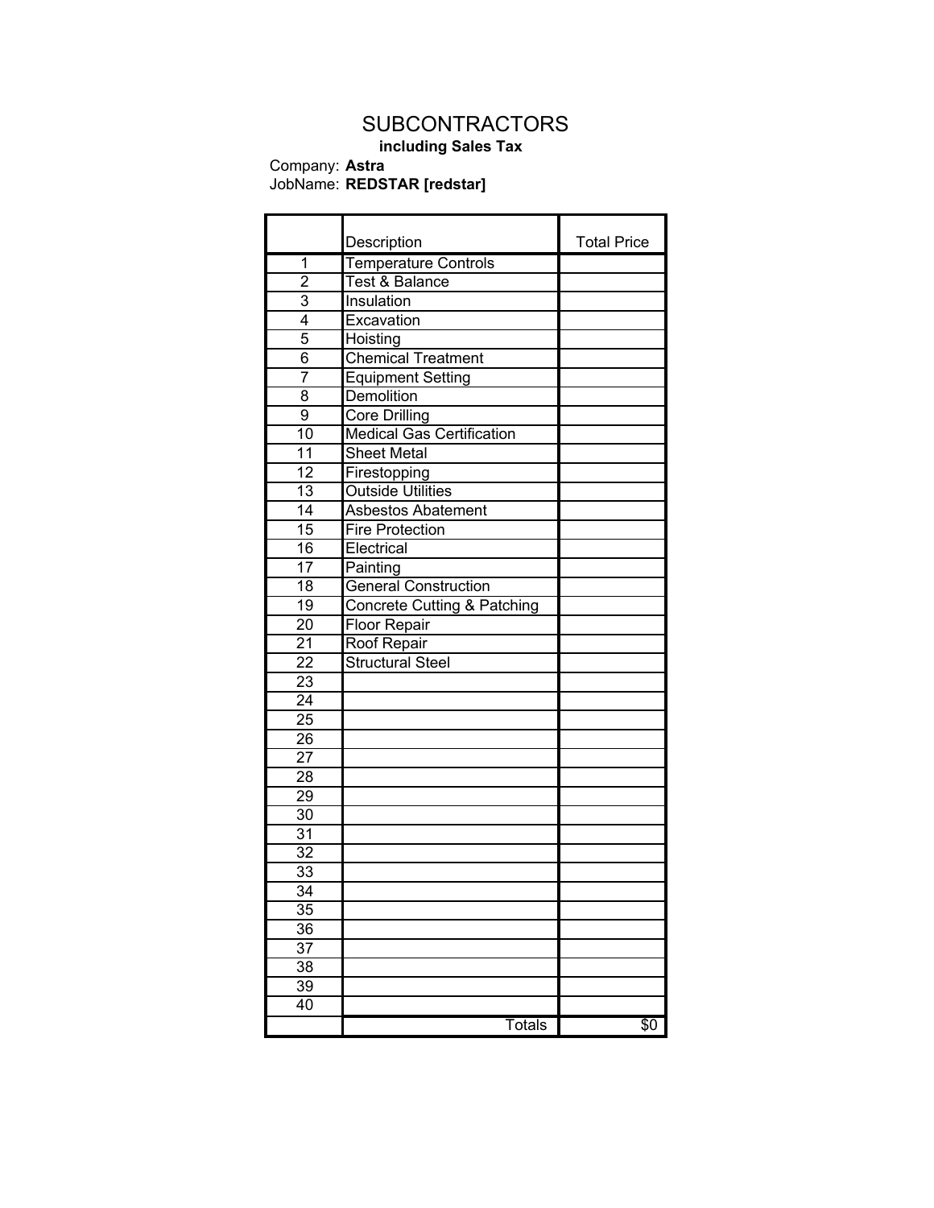# SUBCONTRACTORS

**including Sales Tax**

Company: **Astra**
JobName: **REDSTAR [redstar]**

| | Description | Total Price |
|---|---|---|
| 1 | Temperature Controls | |
| 2 | Test & Balance | |
| 3 | Insulation | |
| 4 | Excavation | |
| 5 | Hoisting | |
| 6 | Chemical Treatment | |
| 7 | Equipment Setting | |
| 8 | Demolition | |
| 9 | Core Drilling | |
| 10 | Medical Gas Certification | |
| 11 | Sheet Metal | |
| 12 | Firestopping | |
| 13 | Outside Utilities | |
| 14 | Asbestos Abatement | |
| 15 | Fire Protection | |
| 16 | Electrical | |
| 17 | Painting | |
| 18 | General Construction | |
| 19 | Concrete Cutting & Patching | |
| 20 | Floor Repair | |
| 21 | Roof Repair | |
| 22 | Structural Steel | |
| 23 | | |
| 24 | | |
| 25 | | |
| 26 | | |
| 27 | | |
| 28 | | |
| 29 | | |
| 30 | | |
| 31 | | |
| 32 | | |
| 33 | | |
| 34 | | |
| 35 | | |
| 36 | | |
| 37 | | |
| 38 | | |
| 39 | | |
| 40 | | |
| | Totals | $0 |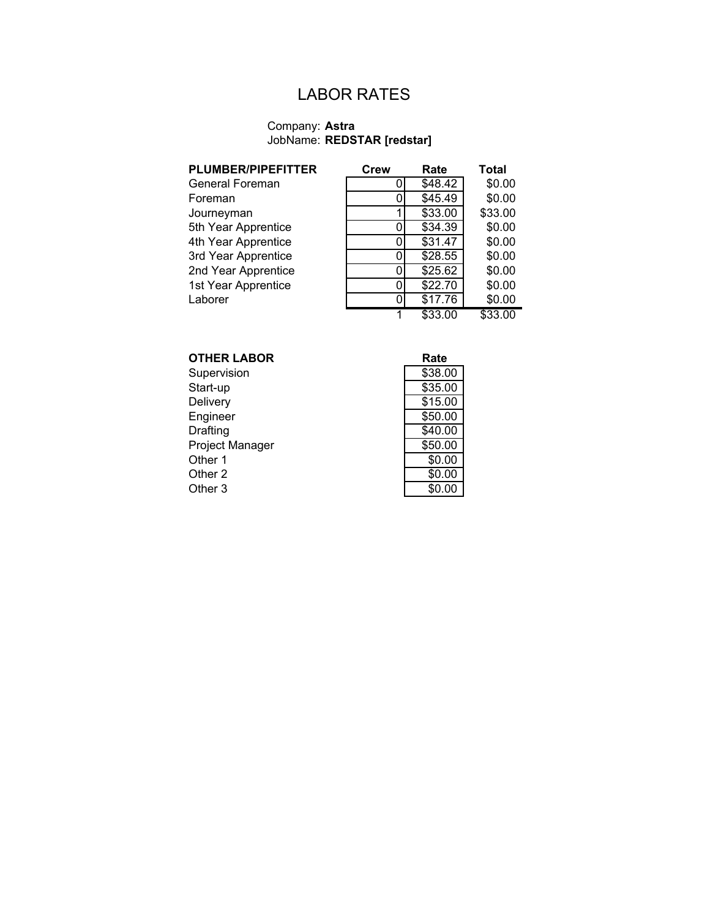# LABOR RATES

Company: **Astra**
JobName: **REDSTAR [redstar]**

| **PLUMBER/PIPEFITTER** | **Crew** | **Rate** | **Total** |
|---|---|---|---|
| General Foreman | 0 | $48.42 | $0.00 |
| Foreman | 0 | $45.49 | $0.00 |
| Journeyman | 1 | $33.00 | $33.00 |
| 5th Year Apprentice | 0 | $34.39 | $0.00 |
| 4th Year Apprentice | 0 | $31.47 | $0.00 |
| 3rd Year Apprentice | 0 | $28.55 | $0.00 |
| 2nd Year Apprentice | 0 | $25.62 | $0.00 |
| 1st Year Apprentice | 0 | $22.70 | $0.00 |
| Laborer | 0 | $17.76 | $0.00 |
| | 1 | $33.00 | $33.00 |

| **OTHER LABOR** | **Rate** |
|---|---|
| Supervision | $38.00 |
| Start-up | $35.00 |
| Delivery | $15.00 |
| Engineer | $50.00 |
| Drafting | $40.00 |
| Project Manager | $50.00 |
| Other 1 | $0.00 |
| Other 2 | $0.00 |
| Other 3 | $0.00 |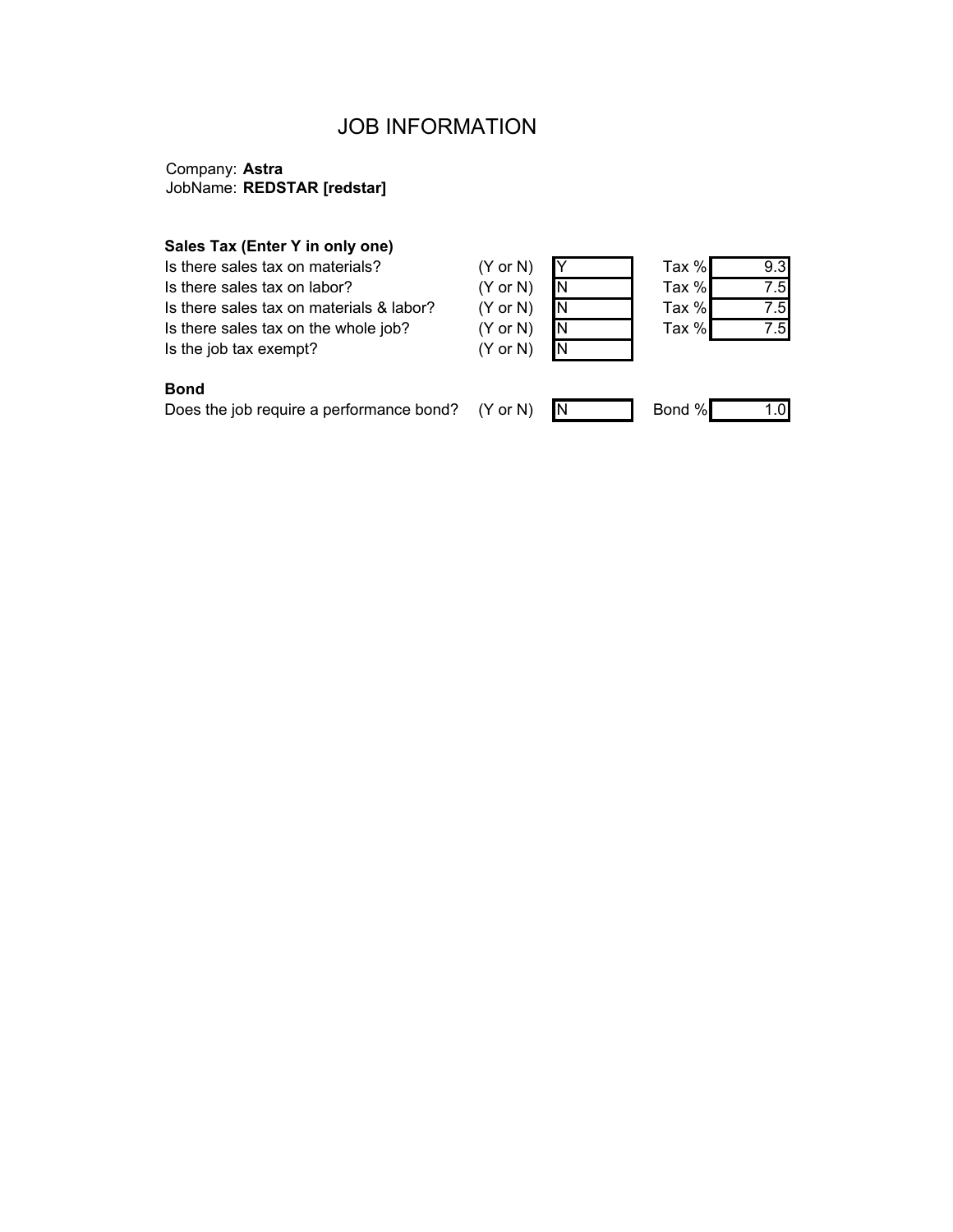# JOB INFORMATION

Company: **Astra**
JobName: **REDSTAR [redstar]**

**Sales Tax (Enter Y in only one)**

| Question | | Answer | | Value |
|---|---|---|---|---|
| Is there sales tax on materials? | (Y or N) | Y | Tax % | 9.3 |
| Is there sales tax on labor? | (Y or N) | N | Tax % | 7.5 |
| Is there sales tax on materials & labor? | (Y or N) | N | Tax % | 7.5 |
| Is there sales tax on the whole job? | (Y or N) | N | Tax % | 7.5 |
| Is the job tax exempt? | (Y or N) | N | | |

**Bond**

| Question | | Answer | | Value |
|---|---|---|---|---|
| Does the job require a performance bond? | (Y or N) | N | Bond % | 1.0 |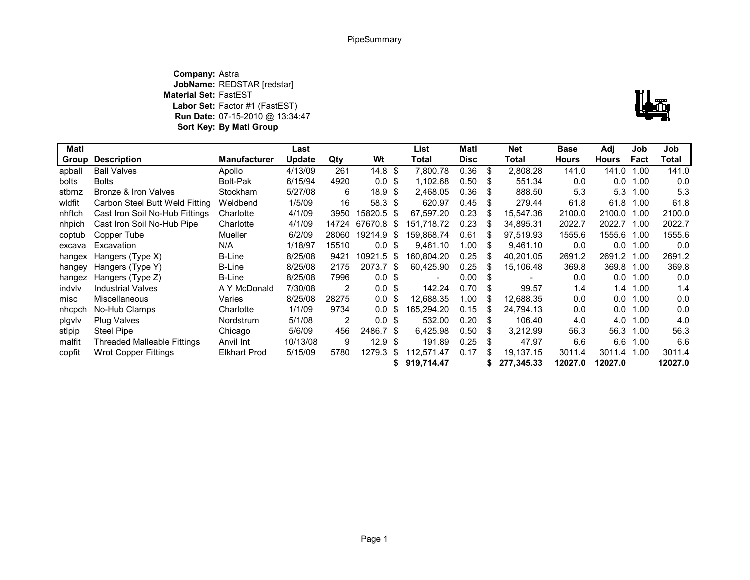PipeSummary

**Company:** Astra
**JobName:** REDSTAR [redstar]
**Material Set:** FastEST
**Labor Set:** Factor #1 (FastEST)
**Run Date:** 07-15-2010 @ 13:34:47
**Sort Key:** **By Matl Group**

| Matl Group | Description | Manufacturer | Last Update | Qty | Wt | List Total | Matl Disc | Net Total | Base Hours | Adj Hours | Job Fact | Job Total |
|---|---|---|---|---|---|---|---|---|---|---|---|---|
| apball | Ball Valves | Apollo | 4/13/09 | 261 | 14.8 | $ 7,800.78 | 0.36 | $ 2,808.28 | 141.0 | 141.0 | 1.00 | 141.0 |
| bolts | Bolts | Bolt-Pak | 6/15/94 | 4920 | 0.0 | $ 1,102.68 | 0.50 | $ 551.34 | 0.0 | 0.0 | 1.00 | 0.0 |
| stbrnz | Bronze & Iron Valves | Stockham | 5/27/08 | 6 | 18.9 | $ 2,468.05 | 0.36 | $ 888.50 | 5.3 | 5.3 | 1.00 | 5.3 |
| wldfit | Carbon Steel Butt Weld Fitting | Weldbend | 1/5/09 | 16 | 58.3 | $ 620.97 | 0.45 | $ 279.44 | 61.8 | 61.8 | 1.00 | 61.8 |
| nhftch | Cast Iron Soil No-Hub Fittings | Charlotte | 4/1/09 | 3950 | 15820.5 | $ 67,597.20 | 0.23 | $ 15,547.36 | 2100.0 | 2100.0 | 1.00 | 2100.0 |
| nhpich | Cast Iron Soil No-Hub Pipe | Charlotte | 4/1/09 | 14724 | 67670.8 | $ 151,718.72 | 0.23 | $ 34,895.31 | 2022.7 | 2022.7 | 1.00 | 2022.7 |
| coptub | Copper Tube | Mueller | 6/2/09 | 28060 | 19214.9 | $ 159,868.74 | 0.61 | $ 97,519.93 | 1555.6 | 1555.6 | 1.00 | 1555.6 |
| excava | Excavation | N/A | 1/18/97 | 15510 | 0.0 | $ 9,461.10 | 1.00 | $ 9,461.10 | 0.0 | 0.0 | 1.00 | 0.0 |
| hangex | Hangers (Type X) | B-Line | 8/25/08 | 9421 | 10921.5 | $ 160,804.20 | 0.25 | $ 40,201.05 | 2691.2 | 2691.2 | 1.00 | 2691.2 |
| hangey | Hangers (Type Y) | B-Line | 8/25/08 | 2175 | 2073.7 | $ 60,425.90 | 0.25 | $ 15,106.48 | 369.8 | 369.8 | 1.00 | 369.8 |
| hangez | Hangers (Type Z) | B-Line | 8/25/08 | 7996 | 0.0 | $ - | 0.00 | $ - | 0.0 | 0.0 | 1.00 | 0.0 |
| indvlv | Industrial Valves | A Y McDonald | 7/30/08 | 2 | 0.0 | $ 142.24 | 0.70 | $ 99.57 | 1.4 | 1.4 | 1.00 | 1.4 |
| misc | Miscellaneous | Varies | 8/25/08 | 28275 | 0.0 | $ 12,688.35 | 1.00 | $ 12,688.35 | 0.0 | 0.0 | 1.00 | 0.0 |
| nhcpch | No-Hub Clamps | Charlotte | 1/1/09 | 9734 | 0.0 | $ 165,294.20 | 0.15 | $ 24,794.13 | 0.0 | 0.0 | 1.00 | 0.0 |
| plgvlv | Plug Valves | Nordstrum | 5/1/08 | 2 | 0.0 | $ 532.00 | 0.20 | $ 106.40 | 4.0 | 4.0 | 1.00 | 4.0 |
| stlpip | Steel Pipe | Chicago | 5/6/09 | 456 | 2486.7 | $ 6,425.98 | 0.50 | $ 3,212.99 | 56.3 | 56.3 | 1.00 | 56.3 |
| malfit | Threaded Malleable Fittings | Anvil Int | 10/13/08 | 9 | 12.9 | $ 191.89 | 0.25 | $ 47.97 | 6.6 | 6.6 | 1.00 | 6.6 |
| copfit | Wrot Copper Fittings | Elkhart Prod | 5/15/09 | 5780 | 1279.3 | $ 112,571.47 | 0.17 | $ 19,137.15 | 3011.4 | 3011.4 | 1.00 | 3011.4 |
| | | | | | | **$ 919,714.47** | | **$ 277,345.33** | **12027.0** | **12027.0** | | **12027.0** |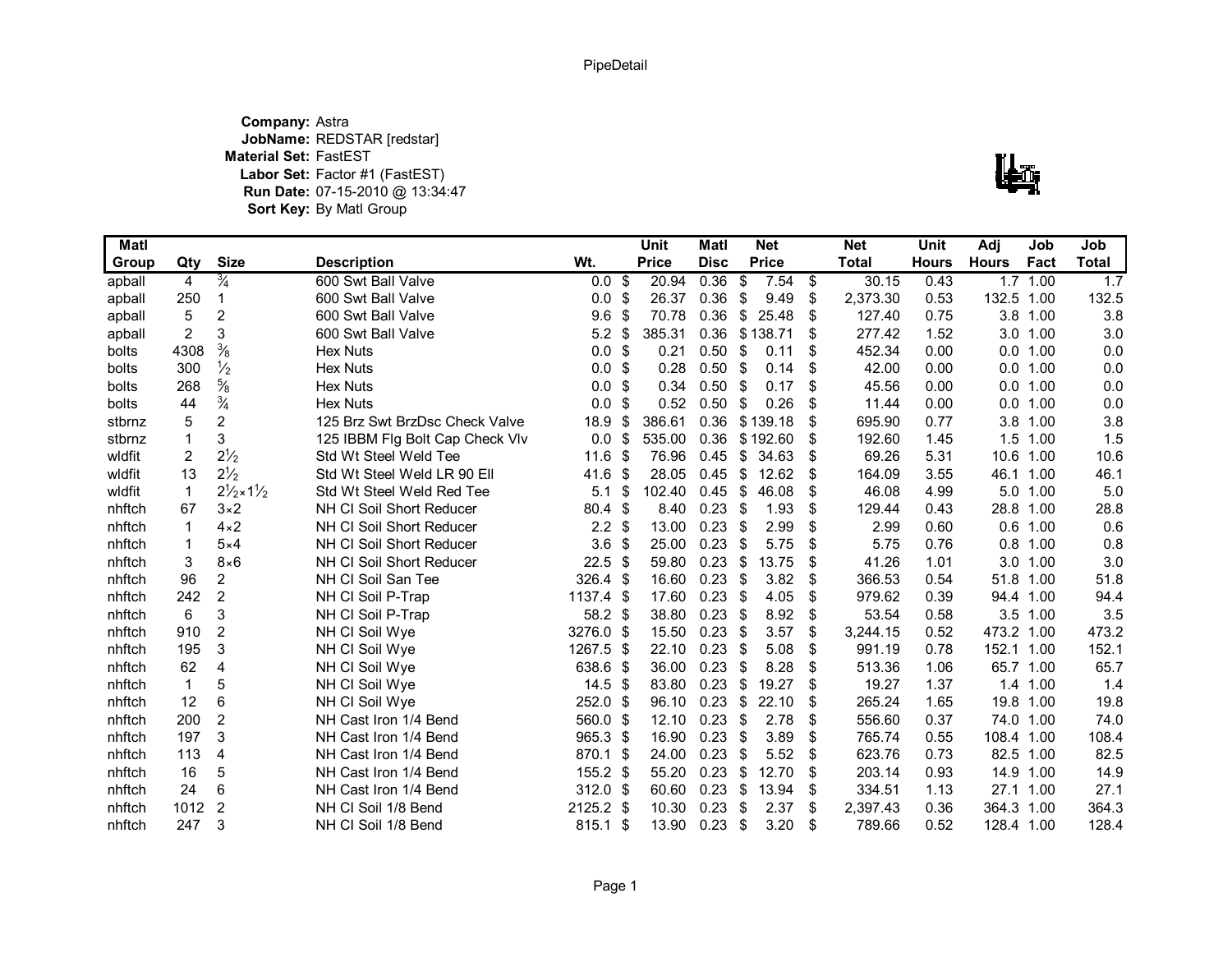PipeDetail

**Company:** Astra
**JobName:** REDSTAR [redstar]
**Material Set:** FastEST
**Labor Set:** Factor #1 (FastEST)
**Run Date:** 07-15-2010 @ 13:34:47
**Sort Key:** By Matl Group

| Matl Group | Qty | Size | Description | Wt. | Unit Price | Matl Disc | Net Price | Net Total | Unit Hours | Adj Hours | Job Fact | Job Total |
|---|---|---|---|---|---|---|---|---|---|---|---|---|
| apball | 4 | ¾ | 600 Swt Ball Valve | 0.0 | $ 20.94 | 0.36 | $ 7.54 | $ 30.15 | 0.43 | 1.7 | 1.00 | 1.7 |
| apball | 250 | 1 | 600 Swt Ball Valve | 0.0 | $ 26.37 | 0.36 | $ 9.49 | $ 2,373.30 | 0.53 | 132.5 | 1.00 | 132.5 |
| apball | 5 | 2 | 600 Swt Ball Valve | 9.6 | $ 70.78 | 0.36 | $ 25.48 | $ 127.40 | 0.75 | 3.8 | 1.00 | 3.8 |
| apball | 2 | 3 | 600 Swt Ball Valve | 5.2 | $ 385.31 | 0.36 | $ 138.71 | $ 277.42 | 1.52 | 3.0 | 1.00 | 3.0 |
| bolts | 4308 | ⅜ | Hex Nuts | 0.0 | $ 0.21 | 0.50 | $ 0.11 | $ 452.34 | 0.00 | 0.0 | 1.00 | 0.0 |
| bolts | 300 | ½ | Hex Nuts | 0.0 | $ 0.28 | 0.50 | $ 0.14 | $ 42.00 | 0.00 | 0.0 | 1.00 | 0.0 |
| bolts | 268 | ⅝ | Hex Nuts | 0.0 | $ 0.34 | 0.50 | $ 0.17 | $ 45.56 | 0.00 | 0.0 | 1.00 | 0.0 |
| bolts | 44 | ¾ | Hex Nuts | 0.0 | $ 0.52 | 0.50 | $ 0.26 | $ 11.44 | 0.00 | 0.0 | 1.00 | 0.0 |
| stbrnz | 5 | 2 | 125 Brz Swt BrzDsc Check Valve | 18.9 | $ 386.61 | 0.36 | $ 139.18 | $ 695.90 | 0.77 | 3.8 | 1.00 | 3.8 |
| stbrnz | 1 | 3 | 125 IBBM Flg Bolt Cap Check Vlv | 0.0 | $ 535.00 | 0.36 | $ 192.60 | $ 192.60 | 1.45 | 1.5 | 1.00 | 1.5 |
| wldfit | 2 | 2½ | Std Wt Steel Weld Tee | 11.6 | $ 76.96 | 0.45 | $ 34.63 | $ 69.26 | 5.31 | 10.6 | 1.00 | 10.6 |
| wldfit | 13 | 2½ | Std Wt Steel Weld LR 90 Ell | 41.6 | $ 28.05 | 0.45 | $ 12.62 | $ 164.09 | 3.55 | 46.1 | 1.00 | 46.1 |
| wldfit | 1 | 2½×1½ | Std Wt Steel Weld Red Tee | 5.1 | $ 102.40 | 0.45 | $ 46.08 | $ 46.08 | 4.99 | 5.0 | 1.00 | 5.0 |
| nhftch | 67 | 3×2 | NH CI Soil Short Reducer | 80.4 | $ 8.40 | 0.23 | $ 1.93 | $ 129.44 | 0.43 | 28.8 | 1.00 | 28.8 |
| nhftch | 1 | 4×2 | NH CI Soil Short Reducer | 2.2 | $ 13.00 | 0.23 | $ 2.99 | $ 2.99 | 0.60 | 0.6 | 1.00 | 0.6 |
| nhftch | 1 | 5×4 | NH CI Soil Short Reducer | 3.6 | $ 25.00 | 0.23 | $ 5.75 | $ 5.75 | 0.76 | 0.8 | 1.00 | 0.8 |
| nhftch | 3 | 8×6 | NH CI Soil Short Reducer | 22.5 | $ 59.80 | 0.23 | $ 13.75 | $ 41.26 | 1.01 | 3.0 | 1.00 | 3.0 |
| nhftch | 96 | 2 | NH CI Soil San Tee | 326.4 | $ 16.60 | 0.23 | $ 3.82 | $ 366.53 | 0.54 | 51.8 | 1.00 | 51.8 |
| nhftch | 242 | 2 | NH CI Soil P-Trap | 1137.4 | $ 17.60 | 0.23 | $ 4.05 | $ 979.62 | 0.39 | 94.4 | 1.00 | 94.4 |
| nhftch | 6 | 3 | NH CI Soil P-Trap | 58.2 | $ 38.80 | 0.23 | $ 8.92 | $ 53.54 | 0.58 | 3.5 | 1.00 | 3.5 |
| nhftch | 910 | 2 | NH CI Soil Wye | 3276.0 | $ 15.50 | 0.23 | $ 3.57 | $ 3,244.15 | 0.52 | 473.2 | 1.00 | 473.2 |
| nhftch | 195 | 3 | NH CI Soil Wye | 1267.5 | $ 22.10 | 0.23 | $ 5.08 | $ 991.19 | 0.78 | 152.1 | 1.00 | 152.1 |
| nhftch | 62 | 4 | NH CI Soil Wye | 638.6 | $ 36.00 | 0.23 | $ 8.28 | $ 513.36 | 1.06 | 65.7 | 1.00 | 65.7 |
| nhftch | 1 | 5 | NH CI Soil Wye | 14.5 | $ 83.80 | 0.23 | $ 19.27 | $ 19.27 | 1.37 | 1.4 | 1.00 | 1.4 |
| nhftch | 12 | 6 | NH CI Soil Wye | 252.0 | $ 96.10 | 0.23 | $ 22.10 | $ 265.24 | 1.65 | 19.8 | 1.00 | 19.8 |
| nhftch | 200 | 2 | NH Cast Iron 1/4 Bend | 560.0 | $ 12.10 | 0.23 | $ 2.78 | $ 556.60 | 0.37 | 74.0 | 1.00 | 74.0 |
| nhftch | 197 | 3 | NH Cast Iron 1/4 Bend | 965.3 | $ 16.90 | 0.23 | $ 3.89 | $ 765.74 | 0.55 | 108.4 | 1.00 | 108.4 |
| nhftch | 113 | 4 | NH Cast Iron 1/4 Bend | 870.1 | $ 24.00 | 0.23 | $ 5.52 | $ 623.76 | 0.73 | 82.5 | 1.00 | 82.5 |
| nhftch | 16 | 5 | NH Cast Iron 1/4 Bend | 155.2 | $ 55.20 | 0.23 | $ 12.70 | $ 203.14 | 0.93 | 14.9 | 1.00 | 14.9 |
| nhftch | 24 | 6 | NH Cast Iron 1/4 Bend | 312.0 | $ 60.60 | 0.23 | $ 13.94 | $ 334.51 | 1.13 | 27.1 | 1.00 | 27.1 |
| nhftch | 1012 | 2 | NH CI Soil 1/8 Bend | 2125.2 | $ 10.30 | 0.23 | $ 2.37 | $ 2,397.43 | 0.36 | 364.3 | 1.00 | 364.3 |
| nhftch | 247 | 3 | NH CI Soil 1/8 Bend | 815.1 | $ 13.90 | 0.23 | $ 3.20 | $ 789.66 | 0.52 | 128.4 | 1.00 | 128.4 |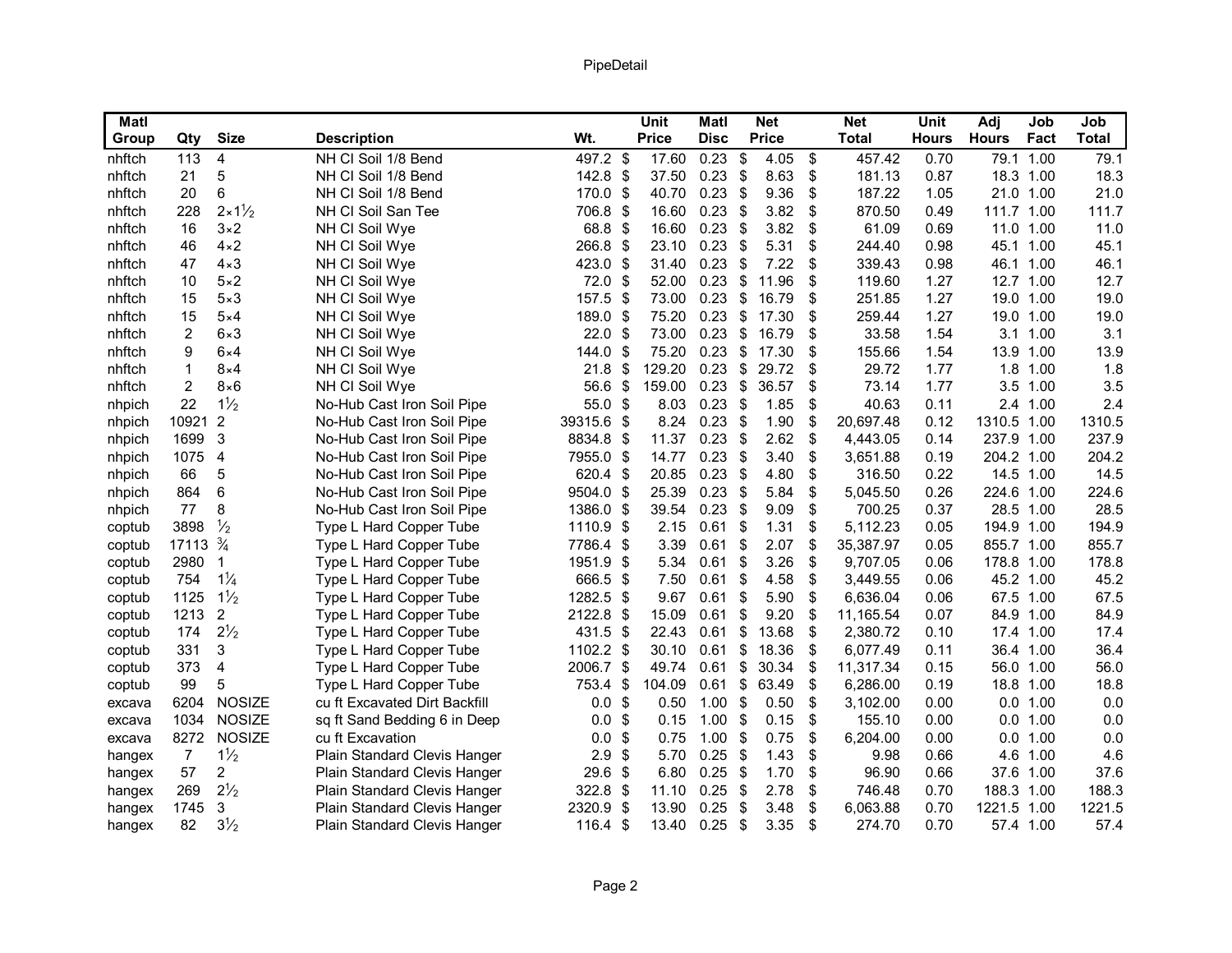# PipeDetail

| Matl Group | Qty | Size | Description | Wt. | Unit Price | Matl Disc | Net Price | Net Total | Unit Hours | Adj Hours | Job Fact | Job Total |
|---|---|---|---|---|---|---|---|---|---|---|---|---|
| nhftch | 113 | 4 | NH CI Soil 1/8 Bend | 497.2 | $ 17.60 | 0.23 | $ 4.05 | $ 457.42 | 0.70 | 79.1 | 1.00 | 79.1 |
| nhftch | 21 | 5 | NH CI Soil 1/8 Bend | 142.8 | $ 37.50 | 0.23 | $ 8.63 | $ 181.13 | 0.87 | 18.3 | 1.00 | 18.3 |
| nhftch | 20 | 6 | NH CI Soil 1/8 Bend | 170.0 | $ 40.70 | 0.23 | $ 9.36 | $ 187.22 | 1.05 | 21.0 | 1.00 | 21.0 |
| nhftch | 228 | 2×1½ | NH CI Soil San Tee | 706.8 | $ 16.60 | 0.23 | $ 3.82 | $ 870.50 | 0.49 | 111.7 | 1.00 | 111.7 |
| nhftch | 16 | 3×2 | NH CI Soil Wye | 68.8 | $ 16.60 | 0.23 | $ 3.82 | $ 61.09 | 0.69 | 11.0 | 1.00 | 11.0 |
| nhftch | 46 | 4×2 | NH CI Soil Wye | 266.8 | $ 23.10 | 0.23 | $ 5.31 | $ 244.40 | 0.98 | 45.1 | 1.00 | 45.1 |
| nhftch | 47 | 4×3 | NH CI Soil Wye | 423.0 | $ 31.40 | 0.23 | $ 7.22 | $ 339.43 | 0.98 | 46.1 | 1.00 | 46.1 |
| nhftch | 10 | 5×2 | NH CI Soil Wye | 72.0 | $ 52.00 | 0.23 | $ 11.96 | $ 119.60 | 1.27 | 12.7 | 1.00 | 12.7 |
| nhftch | 15 | 5×3 | NH CI Soil Wye | 157.5 | $ 73.00 | 0.23 | $ 16.79 | $ 251.85 | 1.27 | 19.0 | 1.00 | 19.0 |
| nhftch | 15 | 5×4 | NH CI Soil Wye | 189.0 | $ 75.20 | 0.23 | $ 17.30 | $ 259.44 | 1.27 | 19.0 | 1.00 | 19.0 |
| nhftch | 2 | 6×3 | NH CI Soil Wye | 22.0 | $ 73.00 | 0.23 | $ 16.79 | $ 33.58 | 1.54 | 3.1 | 1.00 | 3.1 |
| nhftch | 9 | 6×4 | NH CI Soil Wye | 144.0 | $ 75.20 | 0.23 | $ 17.30 | $ 155.66 | 1.54 | 13.9 | 1.00 | 13.9 |
| nhftch | 1 | 8×4 | NH CI Soil Wye | 21.8 | $ 129.20 | 0.23 | $ 29.72 | $ 29.72 | 1.77 | 1.8 | 1.00 | 1.8 |
| nhftch | 2 | 8×6 | NH CI Soil Wye | 56.6 | $ 159.00 | 0.23 | $ 36.57 | $ 73.14 | 1.77 | 3.5 | 1.00 | 3.5 |
| nhpich | 22 | 1½ | No-Hub Cast Iron Soil Pipe | 55.0 | $ 8.03 | 0.23 | $ 1.85 | $ 40.63 | 0.11 | 2.4 | 1.00 | 2.4 |
| nhpich | 10921 | 2 | No-Hub Cast Iron Soil Pipe | 39315.6 | $ 8.24 | 0.23 | $ 1.90 | $ 20,697.48 | 0.12 | 1310.5 | 1.00 | 1310.5 |
| nhpich | 1699 | 3 | No-Hub Cast Iron Soil Pipe | 8834.8 | $ 11.37 | 0.23 | $ 2.62 | $ 4,443.05 | 0.14 | 237.9 | 1.00 | 237.9 |
| nhpich | 1075 | 4 | No-Hub Cast Iron Soil Pipe | 7955.0 | $ 14.77 | 0.23 | $ 3.40 | $ 3,651.88 | 0.19 | 204.2 | 1.00 | 204.2 |
| nhpich | 66 | 5 | No-Hub Cast Iron Soil Pipe | 620.4 | $ 20.85 | 0.23 | $ 4.80 | $ 316.50 | 0.22 | 14.5 | 1.00 | 14.5 |
| nhpich | 864 | 6 | No-Hub Cast Iron Soil Pipe | 9504.0 | $ 25.39 | 0.23 | $ 5.84 | $ 5,045.50 | 0.26 | 224.6 | 1.00 | 224.6 |
| nhpich | 77 | 8 | No-Hub Cast Iron Soil Pipe | 1386.0 | $ 39.54 | 0.23 | $ 9.09 | $ 700.25 | 0.37 | 28.5 | 1.00 | 28.5 |
| coptub | 3898 | ½ | Type L Hard Copper Tube | 1110.9 | $ 2.15 | 0.61 | $ 1.31 | $ 5,112.23 | 0.05 | 194.9 | 1.00 | 194.9 |
| coptub | 17113 | ¾ | Type L Hard Copper Tube | 7786.4 | $ 3.39 | 0.61 | $ 2.07 | $ 35,387.97 | 0.05 | 855.7 | 1.00 | 855.7 |
| coptub | 2980 | 1 | Type L Hard Copper Tube | 1951.9 | $ 5.34 | 0.61 | $ 3.26 | $ 9,707.05 | 0.06 | 178.8 | 1.00 | 178.8 |
| coptub | 754 | 1¼ | Type L Hard Copper Tube | 666.5 | $ 7.50 | 0.61 | $ 4.58 | $ 3,449.55 | 0.06 | 45.2 | 1.00 | 45.2 |
| coptub | 1125 | 1½ | Type L Hard Copper Tube | 1282.5 | $ 9.67 | 0.61 | $ 5.90 | $ 6,636.04 | 0.06 | 67.5 | 1.00 | 67.5 |
| coptub | 1213 | 2 | Type L Hard Copper Tube | 2122.8 | $ 15.09 | 0.61 | $ 9.20 | $ 11,165.54 | 0.07 | 84.9 | 1.00 | 84.9 |
| coptub | 174 | 2½ | Type L Hard Copper Tube | 431.5 | $ 22.43 | 0.61 | $ 13.68 | $ 2,380.72 | 0.10 | 17.4 | 1.00 | 17.4 |
| coptub | 331 | 3 | Type L Hard Copper Tube | 1102.2 | $ 30.10 | 0.61 | $ 18.36 | $ 6,077.49 | 0.11 | 36.4 | 1.00 | 36.4 |
| coptub | 373 | 4 | Type L Hard Copper Tube | 2006.7 | $ 49.74 | 0.61 | $ 30.34 | $ 11,317.34 | 0.15 | 56.0 | 1.00 | 56.0 |
| coptub | 99 | 5 | Type L Hard Copper Tube | 753.4 | $ 104.09 | 0.61 | $ 63.49 | $ 6,286.00 | 0.19 | 18.8 | 1.00 | 18.8 |
| excava | 6204 | NOSIZE | cu ft Excavated Dirt Backfill | 0.0 | $ 0.50 | 1.00 | $ 0.50 | $ 3,102.00 | 0.00 | 0.0 | 1.00 | 0.0 |
| excava | 1034 | NOSIZE | sq ft Sand Bedding 6 in Deep | 0.0 | $ 0.15 | 1.00 | $ 0.15 | $ 155.10 | 0.00 | 0.0 | 1.00 | 0.0 |
| excava | 8272 | NOSIZE | cu ft Excavation | 0.0 | $ 0.75 | 1.00 | $ 0.75 | $ 6,204.00 | 0.00 | 0.0 | 1.00 | 0.0 |
| hangex | 7 | 1½ | Plain Standard Clevis Hanger | 2.9 | $ 5.70 | 0.25 | $ 1.43 | $ 9.98 | 0.66 | 4.6 | 1.00 | 4.6 |
| hangex | 57 | 2 | Plain Standard Clevis Hanger | 29.6 | $ 6.80 | 0.25 | $ 1.70 | $ 96.90 | 0.66 | 37.6 | 1.00 | 37.6 |
| hangex | 269 | 2½ | Plain Standard Clevis Hanger | 322.8 | $ 11.10 | 0.25 | $ 2.78 | $ 746.48 | 0.70 | 188.3 | 1.00 | 188.3 |
| hangex | 1745 | 3 | Plain Standard Clevis Hanger | 2320.9 | $ 13.90 | 0.25 | $ 3.48 | $ 6,063.88 | 0.70 | 1221.5 | 1.00 | 1221.5 |
| hangex | 82 | 3½ | Plain Standard Clevis Hanger | 116.4 | $ 13.40 | 0.25 | $ 3.35 | $ 274.70 | 0.70 | 57.4 | 1.00 | 57.4 |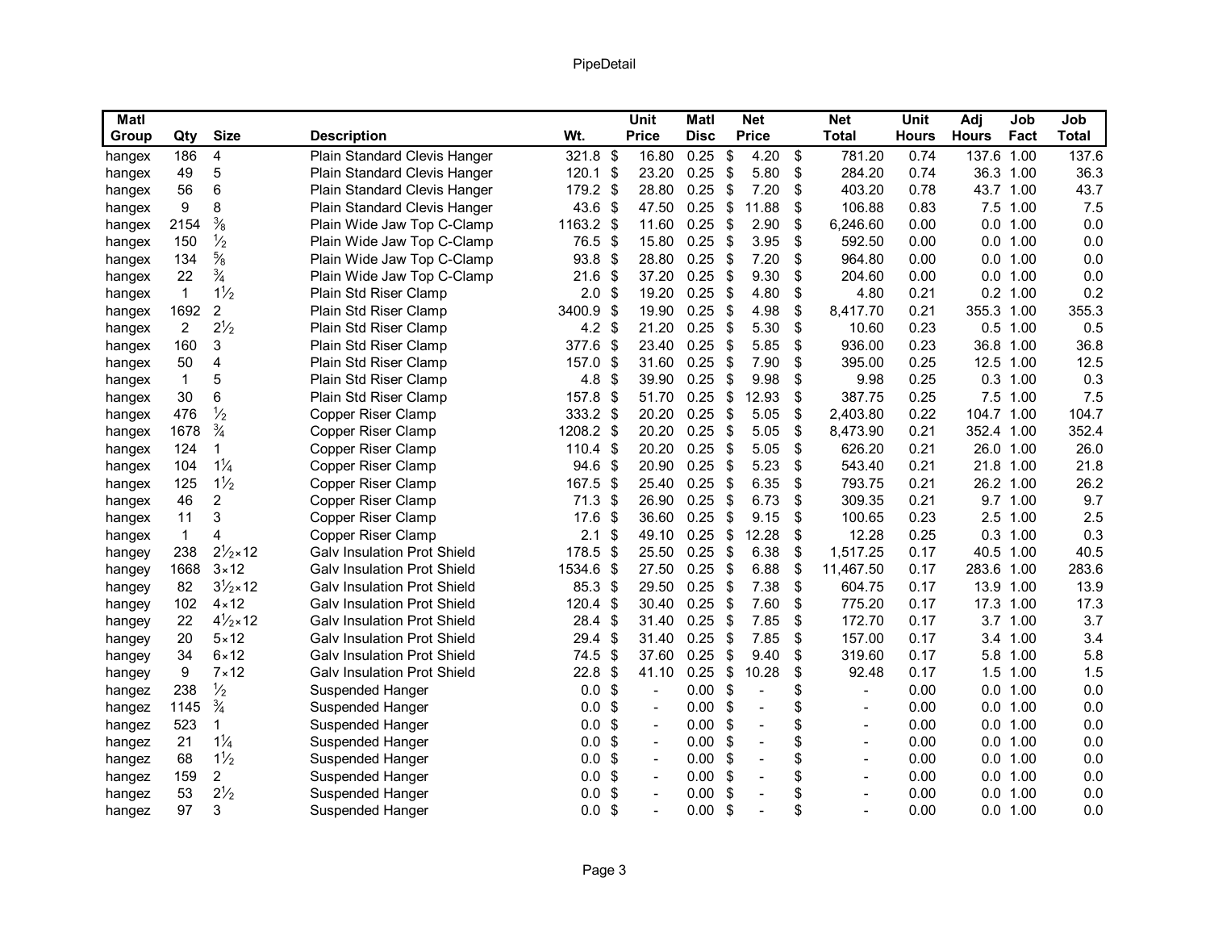PipeDetail

| Matl Group | Qty | Size | Description | Wt. | Unit Price | Matl Disc | Net Price | Net Total | Unit Hours | Adj Hours | Job Fact | Job Total |
|---|---|---|---|---|---|---|---|---|---|---|---|---|
| hangex | 186 | 4 | Plain Standard Clevis Hanger | 321.8 | $ 16.80 | 0.25 | $ 4.20 | $ 781.20 | 0.74 | 137.6 | 1.00 | 137.6 |
| hangex | 49 | 5 | Plain Standard Clevis Hanger | 120.1 | $ 23.20 | 0.25 | $ 5.80 | $ 284.20 | 0.74 | 36.3 | 1.00 | 36.3 |
| hangex | 56 | 6 | Plain Standard Clevis Hanger | 179.2 | $ 28.80 | 0.25 | $ 7.20 | $ 403.20 | 0.78 | 43.7 | 1.00 | 43.7 |
| hangex | 9 | 8 | Plain Standard Clevis Hanger | 43.6 | $ 47.50 | 0.25 | $ 11.88 | $ 106.88 | 0.83 | 7.5 | 1.00 | 7.5 |
| hangex | 2154 | 3/8 | Plain Wide Jaw Top C-Clamp | 1163.2 | $ 11.60 | 0.25 | $ 2.90 | $ 6,246.60 | 0.00 | 0.0 | 1.00 | 0.0 |
| hangex | 150 | 1/2 | Plain Wide Jaw Top C-Clamp | 76.5 | $ 15.80 | 0.25 | $ 3.95 | $ 592.50 | 0.00 | 0.0 | 1.00 | 0.0 |
| hangex | 134 | 5/8 | Plain Wide Jaw Top C-Clamp | 93.8 | $ 28.80 | 0.25 | $ 7.20 | $ 964.80 | 0.00 | 0.0 | 1.00 | 0.0 |
| hangex | 22 | 3/4 | Plain Wide Jaw Top C-Clamp | 21.6 | $ 37.20 | 0.25 | $ 9.30 | $ 204.60 | 0.00 | 0.0 | 1.00 | 0.0 |
| hangex | 1 | 1 1/2 | Plain Std Riser Clamp | 2.0 | $ 19.20 | 0.25 | $ 4.80 | $ 4.80 | 0.21 | 0.2 | 1.00 | 0.2 |
| hangex | 1692 | 2 | Plain Std Riser Clamp | 3400.9 | $ 19.90 | 0.25 | $ 4.98 | $ 8,417.70 | 0.21 | 355.3 | 1.00 | 355.3 |
| hangex | 2 | 2 1/2 | Plain Std Riser Clamp | 4.2 | $ 21.20 | 0.25 | $ 5.30 | $ 10.60 | 0.23 | 0.5 | 1.00 | 0.5 |
| hangex | 160 | 3 | Plain Std Riser Clamp | 377.6 | $ 23.40 | 0.25 | $ 5.85 | $ 936.00 | 0.23 | 36.8 | 1.00 | 36.8 |
| hangex | 50 | 4 | Plain Std Riser Clamp | 157.0 | $ 31.60 | 0.25 | $ 7.90 | $ 395.00 | 0.25 | 12.5 | 1.00 | 12.5 |
| hangex | 1 | 5 | Plain Std Riser Clamp | 4.8 | $ 39.90 | 0.25 | $ 9.98 | $ 9.98 | 0.25 | 0.3 | 1.00 | 0.3 |
| hangex | 30 | 6 | Plain Std Riser Clamp | 157.8 | $ 51.70 | 0.25 | $ 12.93 | $ 387.75 | 0.25 | 7.5 | 1.00 | 7.5 |
| hangex | 476 | 1/2 | Copper Riser Clamp | 333.2 | $ 20.20 | 0.25 | $ 5.05 | $ 2,403.80 | 0.22 | 104.7 | 1.00 | 104.7 |
| hangex | 1678 | 3/4 | Copper Riser Clamp | 1208.2 | $ 20.20 | 0.25 | $ 5.05 | $ 8,473.90 | 0.21 | 352.4 | 1.00 | 352.4 |
| hangex | 124 | 1 | Copper Riser Clamp | 110.4 | $ 20.20 | 0.25 | $ 5.05 | $ 626.20 | 0.21 | 26.0 | 1.00 | 26.0 |
| hangex | 104 | 1 1/4 | Copper Riser Clamp | 94.6 | $ 20.90 | 0.25 | $ 5.23 | $ 543.40 | 0.21 | 21.8 | 1.00 | 21.8 |
| hangex | 125 | 1 1/2 | Copper Riser Clamp | 167.5 | $ 25.40 | 0.25 | $ 6.35 | $ 793.75 | 0.21 | 26.2 | 1.00 | 26.2 |
| hangex | 46 | 2 | Copper Riser Clamp | 71.3 | $ 26.90 | 0.25 | $ 6.73 | $ 309.35 | 0.21 | 9.7 | 1.00 | 9.7 |
| hangex | 11 | 3 | Copper Riser Clamp | 17.6 | $ 36.60 | 0.25 | $ 9.15 | $ 100.65 | 0.23 | 2.5 | 1.00 | 2.5 |
| hangex | 1 | 4 | Copper Riser Clamp | 2.1 | $ 49.10 | 0.25 | $ 12.28 | $ 12.28 | 0.25 | 0.3 | 1.00 | 0.3 |
| hangey | 238 | 2 1/2×12 | Galv Insulation Prot Shield | 178.5 | $ 25.50 | 0.25 | $ 6.38 | $ 1,517.25 | 0.17 | 40.5 | 1.00 | 40.5 |
| hangey | 1668 | 3×12 | Galv Insulation Prot Shield | 1534.6 | $ 27.50 | 0.25 | $ 6.88 | $ 11,467.50 | 0.17 | 283.6 | 1.00 | 283.6 |
| hangey | 82 | 3 1/2×12 | Galv Insulation Prot Shield | 85.3 | $ 29.50 | 0.25 | $ 7.38 | $ 604.75 | 0.17 | 13.9 | 1.00 | 13.9 |
| hangey | 102 | 4×12 | Galv Insulation Prot Shield | 120.4 | $ 30.40 | 0.25 | $ 7.60 | $ 775.20 | 0.17 | 17.3 | 1.00 | 17.3 |
| hangey | 22 | 4 1/2×12 | Galv Insulation Prot Shield | 28.4 | $ 31.40 | 0.25 | $ 7.85 | $ 172.70 | 0.17 | 3.7 | 1.00 | 3.7 |
| hangey | 20 | 5×12 | Galv Insulation Prot Shield | 29.4 | $ 31.40 | 0.25 | $ 7.85 | $ 157.00 | 0.17 | 3.4 | 1.00 | 3.4 |
| hangey | 34 | 6×12 | Galv Insulation Prot Shield | 74.5 | $ 37.60 | 0.25 | $ 9.40 | $ 319.60 | 0.17 | 5.8 | 1.00 | 5.8 |
| hangey | 9 | 7×12 | Galv Insulation Prot Shield | 22.8 | $ 41.10 | 0.25 | $ 10.28 | $ 92.48 | 0.17 | 1.5 | 1.00 | 1.5 |
| hangez | 238 | 1/2 | Suspended Hanger | 0.0 | $ - | 0.00 | $ - | $ - | 0.00 | 0.0 | 1.00 | 0.0 |
| hangez | 1145 | 3/4 | Suspended Hanger | 0.0 | $ - | 0.00 | $ - | $ - | 0.00 | 0.0 | 1.00 | 0.0 |
| hangez | 523 | 1 | Suspended Hanger | 0.0 | $ - | 0.00 | $ - | $ - | 0.00 | 0.0 | 1.00 | 0.0 |
| hangez | 21 | 1 1/4 | Suspended Hanger | 0.0 | $ - | 0.00 | $ - | $ - | 0.00 | 0.0 | 1.00 | 0.0 |
| hangez | 68 | 1 1/2 | Suspended Hanger | 0.0 | $ - | 0.00 | $ - | $ - | 0.00 | 0.0 | 1.00 | 0.0 |
| hangez | 159 | 2 | Suspended Hanger | 0.0 | $ - | 0.00 | $ - | $ - | 0.00 | 0.0 | 1.00 | 0.0 |
| hangez | 53 | 2 1/2 | Suspended Hanger | 0.0 | $ - | 0.00 | $ - | $ - | 0.00 | 0.0 | 1.00 | 0.0 |
| hangez | 97 | 3 | Suspended Hanger | 0.0 | $ - | 0.00 | $ - | $ - | 0.00 | 0.0 | 1.00 | 0.0 |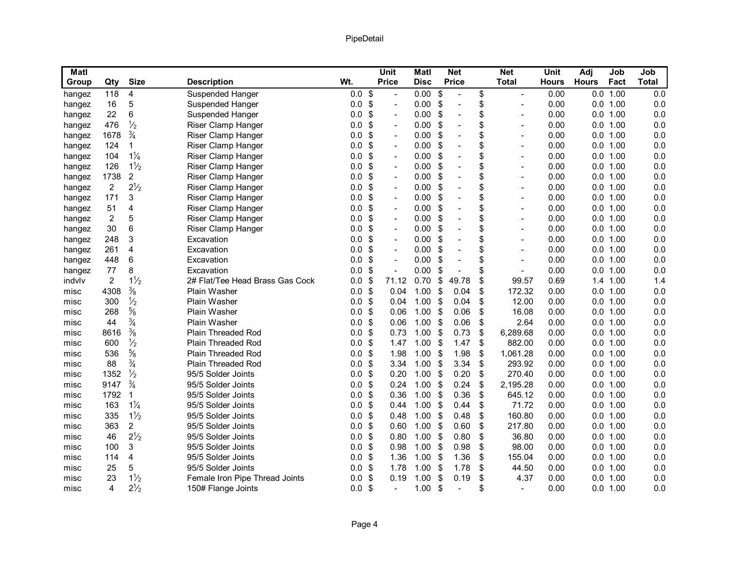| Matl Group | Qty | Size | Description | Wt. | Unit Price | Matl Disc | Net Price | Net Total | Unit Hours | Adj Hours | Job Fact | Job Total |
|---|---|---|---|---|---|---|---|---|---|---|---|---|
| hangez | 118 | 4 | Suspended Hanger | 0.0 | $ - | 0.00 | $ - | $ - | 0.00 | 0.0 | 1.00 | 0.0 |
| hangez | 16 | 5 | Suspended Hanger | 0.0 | $ - | 0.00 | $ - | $ - | 0.00 | 0.0 | 1.00 | 0.0 |
| hangez | 22 | 6 | Suspended Hanger | 0.0 | $ - | 0.00 | $ - | $ - | 0.00 | 0.0 | 1.00 | 0.0 |
| hangez | 476 | ½ | Riser Clamp Hanger | 0.0 | $ - | 0.00 | $ - | $ - | 0.00 | 0.0 | 1.00 | 0.0 |
| hangez | 1678 | ¾ | Riser Clamp Hanger | 0.0 | $ - | 0.00 | $ - | $ - | 0.00 | 0.0 | 1.00 | 0.0 |
| hangez | 124 | 1 | Riser Clamp Hanger | 0.0 | $ - | 0.00 | $ - | $ - | 0.00 | 0.0 | 1.00 | 0.0 |
| hangez | 104 | 1¼ | Riser Clamp Hanger | 0.0 | $ - | 0.00 | $ - | $ - | 0.00 | 0.0 | 1.00 | 0.0 |
| hangez | 126 | 1½ | Riser Clamp Hanger | 0.0 | $ - | 0.00 | $ - | $ - | 0.00 | 0.0 | 1.00 | 0.0 |
| hangez | 1738 | 2 | Riser Clamp Hanger | 0.0 | $ - | 0.00 | $ - | $ - | 0.00 | 0.0 | 1.00 | 0.0 |
| hangez | 2 | 2½ | Riser Clamp Hanger | 0.0 | $ - | 0.00 | $ - | $ - | 0.00 | 0.0 | 1.00 | 0.0 |
| hangez | 171 | 3 | Riser Clamp Hanger | 0.0 | $ - | 0.00 | $ - | $ - | 0.00 | 0.0 | 1.00 | 0.0 |
| hangez | 51 | 4 | Riser Clamp Hanger | 0.0 | $ - | 0.00 | $ - | $ - | 0.00 | 0.0 | 1.00 | 0.0 |
| hangez | 2 | 5 | Riser Clamp Hanger | 0.0 | $ - | 0.00 | $ - | $ - | 0.00 | 0.0 | 1.00 | 0.0 |
| hangez | 30 | 6 | Riser Clamp Hanger | 0.0 | $ - | 0.00 | $ - | $ - | 0.00 | 0.0 | 1.00 | 0.0 |
| hangez | 248 | 3 | Excavation | 0.0 | $ - | 0.00 | $ - | $ - | 0.00 | 0.0 | 1.00 | 0.0 |
| hangez | 261 | 4 | Excavation | 0.0 | $ - | 0.00 | $ - | $ - | 0.00 | 0.0 | 1.00 | 0.0 |
| hangez | 448 | 6 | Excavation | 0.0 | $ - | 0.00 | $ - | $ - | 0.00 | 0.0 | 1.00 | 0.0 |
| hangez | 77 | 8 | Excavation | 0.0 | $ - | 0.00 | $ - | $ - | 0.00 | 0.0 | 1.00 | 0.0 |
| indvlv | 2 | 1½ | 2# Flat/Tee Head Brass Gas Cock | 0.0 | $ 71.12 | 0.70 | $ 49.78 | $ 99.57 | 0.69 | 1.4 | 1.00 | 1.4 |
| misc | 4308 | ⅜ | Plain Washer | 0.0 | $ 0.04 | 1.00 | $ 0.04 | $ 172.32 | 0.00 | 0.0 | 1.00 | 0.0 |
| misc | 300 | ½ | Plain Washer | 0.0 | $ 0.04 | 1.00 | $ 0.04 | $ 12.00 | 0.00 | 0.0 | 1.00 | 0.0 |
| misc | 268 | ⅝ | Plain Washer | 0.0 | $ 0.06 | 1.00 | $ 0.06 | $ 16.08 | 0.00 | 0.0 | 1.00 | 0.0 |
| misc | 44 | ¾ | Plain Washer | 0.0 | $ 0.06 | 1.00 | $ 0.06 | $ 2.64 | 0.00 | 0.0 | 1.00 | 0.0 |
| misc | 8616 | ⅜ | Plain Threaded Rod | 0.0 | $ 0.73 | 1.00 | $ 0.73 | $ 6,289.68 | 0.00 | 0.0 | 1.00 | 0.0 |
| misc | 600 | ½ | Plain Threaded Rod | 0.0 | $ 1.47 | 1.00 | $ 1.47 | $ 882.00 | 0.00 | 0.0 | 1.00 | 0.0 |
| misc | 536 | ⅝ | Plain Threaded Rod | 0.0 | $ 1.98 | 1.00 | $ 1.98 | $ 1,061.28 | 0.00 | 0.0 | 1.00 | 0.0 |
| misc | 88 | ¾ | Plain Threaded Rod | 0.0 | $ 3.34 | 1.00 | $ 3.34 | $ 293.92 | 0.00 | 0.0 | 1.00 | 0.0 |
| misc | 1352 | ½ | 95/5 Solder Joints | 0.0 | $ 0.20 | 1.00 | $ 0.20 | $ 270.40 | 0.00 | 0.0 | 1.00 | 0.0 |
| misc | 9147 | ¾ | 95/5 Solder Joints | 0.0 | $ 0.24 | 1.00 | $ 0.24 | $ 2,195.28 | 0.00 | 0.0 | 1.00 | 0.0 |
| misc | 1792 | 1 | 95/5 Solder Joints | 0.0 | $ 0.36 | 1.00 | $ 0.36 | $ 645.12 | 0.00 | 0.0 | 1.00 | 0.0 |
| misc | 163 | 1¼ | 95/5 Solder Joints | 0.0 | $ 0.44 | 1.00 | $ 0.44 | $ 71.72 | 0.00 | 0.0 | 1.00 | 0.0 |
| misc | 335 | 1½ | 95/5 Solder Joints | 0.0 | $ 0.48 | 1.00 | $ 0.48 | $ 160.80 | 0.00 | 0.0 | 1.00 | 0.0 |
| misc | 363 | 2 | 95/5 Solder Joints | 0.0 | $ 0.60 | 1.00 | $ 0.60 | $ 217.80 | 0.00 | 0.0 | 1.00 | 0.0 |
| misc | 46 | 2½ | 95/5 Solder Joints | 0.0 | $ 0.80 | 1.00 | $ 0.80 | $ 36.80 | 0.00 | 0.0 | 1.00 | 0.0 |
| misc | 100 | 3 | 95/5 Solder Joints | 0.0 | $ 0.98 | 1.00 | $ 0.98 | $ 98.00 | 0.00 | 0.0 | 1.00 | 0.0 |
| misc | 114 | 4 | 95/5 Solder Joints | 0.0 | $ 1.36 | 1.00 | $ 1.36 | $ 155.04 | 0.00 | 0.0 | 1.00 | 0.0 |
| misc | 25 | 5 | 95/5 Solder Joints | 0.0 | $ 1.78 | 1.00 | $ 1.78 | $ 44.50 | 0.00 | 0.0 | 1.00 | 0.0 |
| misc | 23 | 1½ | Female Iron Pipe Thread Joints | 0.0 | $ 0.19 | 1.00 | $ 0.19 | $ 4.37 | 0.00 | 0.0 | 1.00 | 0.0 |
| misc | 4 | 2½ | 150# Flange Joints | 0.0 | $ - | 1.00 | $ - | $ - | 0.00 | 0.0 | 1.00 | 0.0 |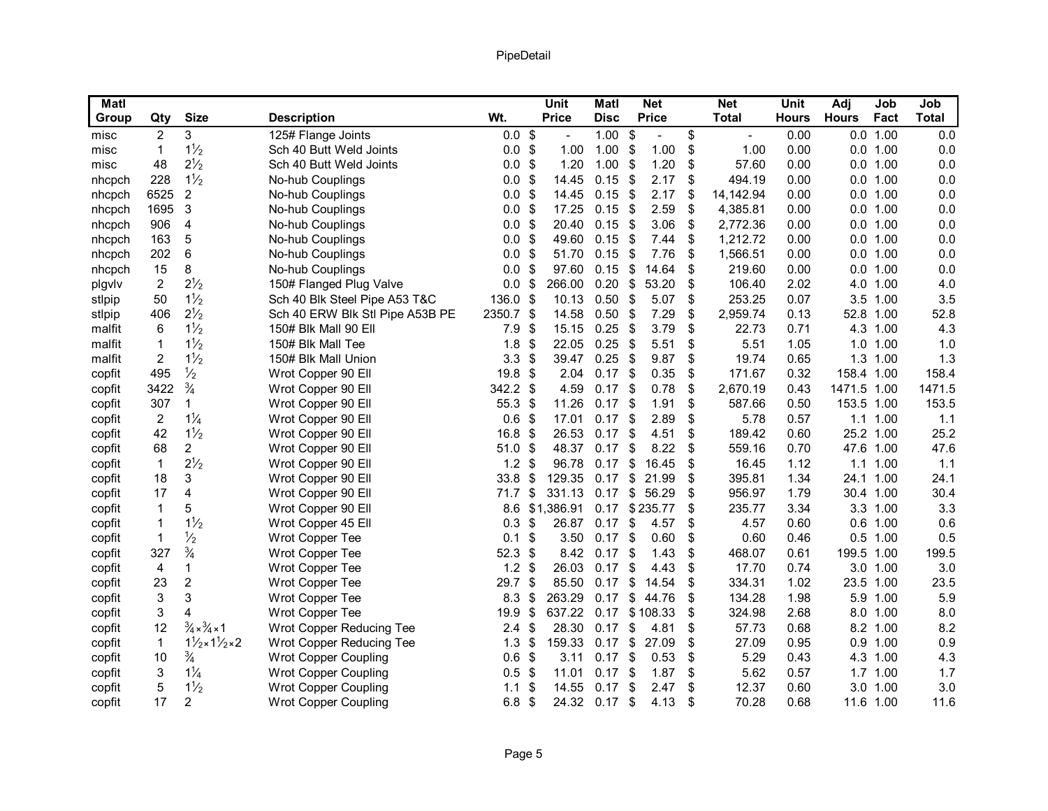| Matl Group | Qty | Size | Description | Wt. | Unit Price | Matl Disc | Net Price | Net Total | Unit Hours | Adj Hours | Job Fact | Job Total |
|---|---|---|---|---|---|---|---|---|---|---|---|---|
| misc | 2 | 3 | 125# Flange Joints | 0.0 | $ - | 1.00 | $ - | $ - | 0.00 | 0.0 | 1.00 | 0.0 |
| misc | 1 | 1½ | Sch 40 Butt Weld Joints | 0.0 | $ 1.00 | 1.00 | $ 1.00 | $ 1.00 | 0.00 | 0.0 | 1.00 | 0.0 |
| misc | 48 | 2½ | Sch 40 Butt Weld Joints | 0.0 | $ 1.20 | 1.00 | $ 1.20 | $ 57.60 | 0.00 | 0.0 | 1.00 | 0.0 |
| nhcpch | 228 | 1½ | No-hub Couplings | 0.0 | $ 14.45 | 0.15 | $ 2.17 | $ 494.19 | 0.00 | 0.0 | 1.00 | 0.0 |
| nhcpch | 6525 | 2 | No-hub Couplings | 0.0 | $ 14.45 | 0.15 | $ 2.17 | $ 14,142.94 | 0.00 | 0.0 | 1.00 | 0.0 |
| nhcpch | 1695 | 3 | No-hub Couplings | 0.0 | $ 17.25 | 0.15 | $ 2.59 | $ 4,385.81 | 0.00 | 0.0 | 1.00 | 0.0 |
| nhcpch | 906 | 4 | No-hub Couplings | 0.0 | $ 20.40 | 0.15 | $ 3.06 | $ 2,772.36 | 0.00 | 0.0 | 1.00 | 0.0 |
| nhcpch | 163 | 5 | No-hub Couplings | 0.0 | $ 49.60 | 0.15 | $ 7.44 | $ 1,212.72 | 0.00 | 0.0 | 1.00 | 0.0 |
| nhcpch | 202 | 6 | No-hub Couplings | 0.0 | $ 51.70 | 0.15 | $ 7.76 | $ 1,566.51 | 0.00 | 0.0 | 1.00 | 0.0 |
| nhcpch | 15 | 8 | No-hub Couplings | 0.0 | $ 97.60 | 0.15 | $ 14.64 | $ 219.60 | 0.00 | 0.0 | 1.00 | 0.0 |
| plgvlv | 2 | 2½ | 150# Flanged Plug Valve | 0.0 | $ 266.00 | 0.20 | $ 53.20 | $ 106.40 | 2.02 | 4.0 | 1.00 | 4.0 |
| stlpip | 50 | 1½ | Sch 40 Blk Steel Pipe A53 T&C | 136.0 | $ 10.13 | 0.50 | $ 5.07 | $ 253.25 | 0.07 | 3.5 | 1.00 | 3.5 |
| stlpip | 406 | 2½ | Sch 40 ERW Blk Stl Pipe A53B PE | 2350.7 | $ 14.58 | 0.50 | $ 7.29 | $ 2,959.74 | 0.13 | 52.8 | 1.00 | 52.8 |
| malfit | 6 | 1½ | 150# Blk Mall 90 Ell | 7.9 | $ 15.15 | 0.25 | $ 3.79 | $ 22.73 | 0.71 | 4.3 | 1.00 | 4.3 |
| malfit | 1 | 1½ | 150# Blk Mall Tee | 1.8 | $ 22.05 | 0.25 | $ 5.51 | $ 5.51 | 1.05 | 1.0 | 1.00 | 1.0 |
| malfit | 2 | 1½ | 150# Blk Mall Union | 3.3 | $ 39.47 | 0.25 | $ 9.87 | $ 19.74 | 0.65 | 1.3 | 1.00 | 1.3 |
| copfit | 495 | ½ | Wrot Copper 90 Ell | 19.8 | $ 2.04 | 0.17 | $ 0.35 | $ 171.67 | 0.32 | 158.4 | 1.00 | 158.4 |
| copfit | 3422 | ¾ | Wrot Copper 90 Ell | 342.2 | $ 4.59 | 0.17 | $ 0.78 | $ 2,670.19 | 0.43 | 1471.5 | 1.00 | 1471.5 |
| copfit | 307 | 1 | Wrot Copper 90 Ell | 55.3 | $ 11.26 | 0.17 | $ 1.91 | $ 587.66 | 0.50 | 153.5 | 1.00 | 153.5 |
| copfit | 2 | 1¼ | Wrot Copper 90 Ell | 0.6 | $ 17.01 | 0.17 | $ 2.89 | $ 5.78 | 0.57 | 1.1 | 1.00 | 1.1 |
| copfit | 42 | 1½ | Wrot Copper 90 Ell | 16.8 | $ 26.53 | 0.17 | $ 4.51 | $ 189.42 | 0.60 | 25.2 | 1.00 | 25.2 |
| copfit | 68 | 2 | Wrot Copper 90 Ell | 51.0 | $ 48.37 | 0.17 | $ 8.22 | $ 559.16 | 0.70 | 47.6 | 1.00 | 47.6 |
| copfit | 1 | 2½ | Wrot Copper 90 Ell | 1.2 | $ 96.78 | 0.17 | $ 16.45 | $ 16.45 | 1.12 | 1.1 | 1.00 | 1.1 |
| copfit | 18 | 3 | Wrot Copper 90 Ell | 33.8 | $ 129.35 | 0.17 | $ 21.99 | $ 395.81 | 1.34 | 24.1 | 1.00 | 24.1 |
| copfit | 17 | 4 | Wrot Copper 90 Ell | 71.7 | $ 331.13 | 0.17 | $ 56.29 | $ 956.97 | 1.79 | 30.4 | 1.00 | 30.4 |
| copfit | 1 | 5 | Wrot Copper 90 Ell | 8.6 | $1,386.91 | 0.17 | $ 235.77 | $ 235.77 | 3.34 | 3.3 | 1.00 | 3.3 |
| copfit | 1 | 1½ | Wrot Copper 45 Ell | 0.3 | $ 26.87 | 0.17 | $ 4.57 | $ 4.57 | 0.60 | 0.6 | 1.00 | 0.6 |
| copfit | 1 | ½ | Wrot Copper Tee | 0.1 | $ 3.50 | 0.17 | $ 0.60 | $ 0.60 | 0.46 | 0.5 | 1.00 | 0.5 |
| copfit | 327 | ¾ | Wrot Copper Tee | 52.3 | $ 8.42 | 0.17 | $ 1.43 | $ 468.07 | 0.61 | 199.5 | 1.00 | 199.5 |
| copfit | 4 | 1 | Wrot Copper Tee | 1.2 | $ 26.03 | 0.17 | $ 4.43 | $ 17.70 | 0.74 | 3.0 | 1.00 | 3.0 |
| copfit | 23 | 2 | Wrot Copper Tee | 29.7 | $ 85.50 | 0.17 | $ 14.54 | $ 334.31 | 1.02 | 23.5 | 1.00 | 23.5 |
| copfit | 3 | 3 | Wrot Copper Tee | 8.3 | $ 263.29 | 0.17 | $ 44.76 | $ 134.28 | 1.98 | 5.9 | 1.00 | 5.9 |
| copfit | 3 | 4 | Wrot Copper Tee | 19.9 | $ 637.22 | 0.17 | $ 108.33 | $ 324.98 | 2.68 | 8.0 | 1.00 | 8.0 |
| copfit | 12 | ¾×¾×1 | Wrot Copper Reducing Tee | 2.4 | $ 28.30 | 0.17 | $ 4.81 | $ 57.73 | 0.68 | 8.2 | 1.00 | 8.2 |
| copfit | 1 | 1½×1½×2 | Wrot Copper Reducing Tee | 1.3 | $ 159.33 | 0.17 | $ 27.09 | $ 27.09 | 0.95 | 0.9 | 1.00 | 0.9 |
| copfit | 10 | ¾ | Wrot Copper Coupling | 0.6 | $ 3.11 | 0.17 | $ 0.53 | $ 5.29 | 0.43 | 4.3 | 1.00 | 4.3 |
| copfit | 3 | 1¼ | Wrot Copper Coupling | 0.5 | $ 11.01 | 0.17 | $ 1.87 | $ 5.62 | 0.57 | 1.7 | 1.00 | 1.7 |
| copfit | 5 | 1½ | Wrot Copper Coupling | 1.1 | $ 14.55 | 0.17 | $ 2.47 | $ 12.37 | 0.60 | 3.0 | 1.00 | 3.0 |
| copfit | 17 | 2 | Wrot Copper Coupling | 6.8 | $ 24.32 | 0.17 | $ 4.13 | $ 70.28 | 0.68 | 11.6 | 1.00 | 11.6 |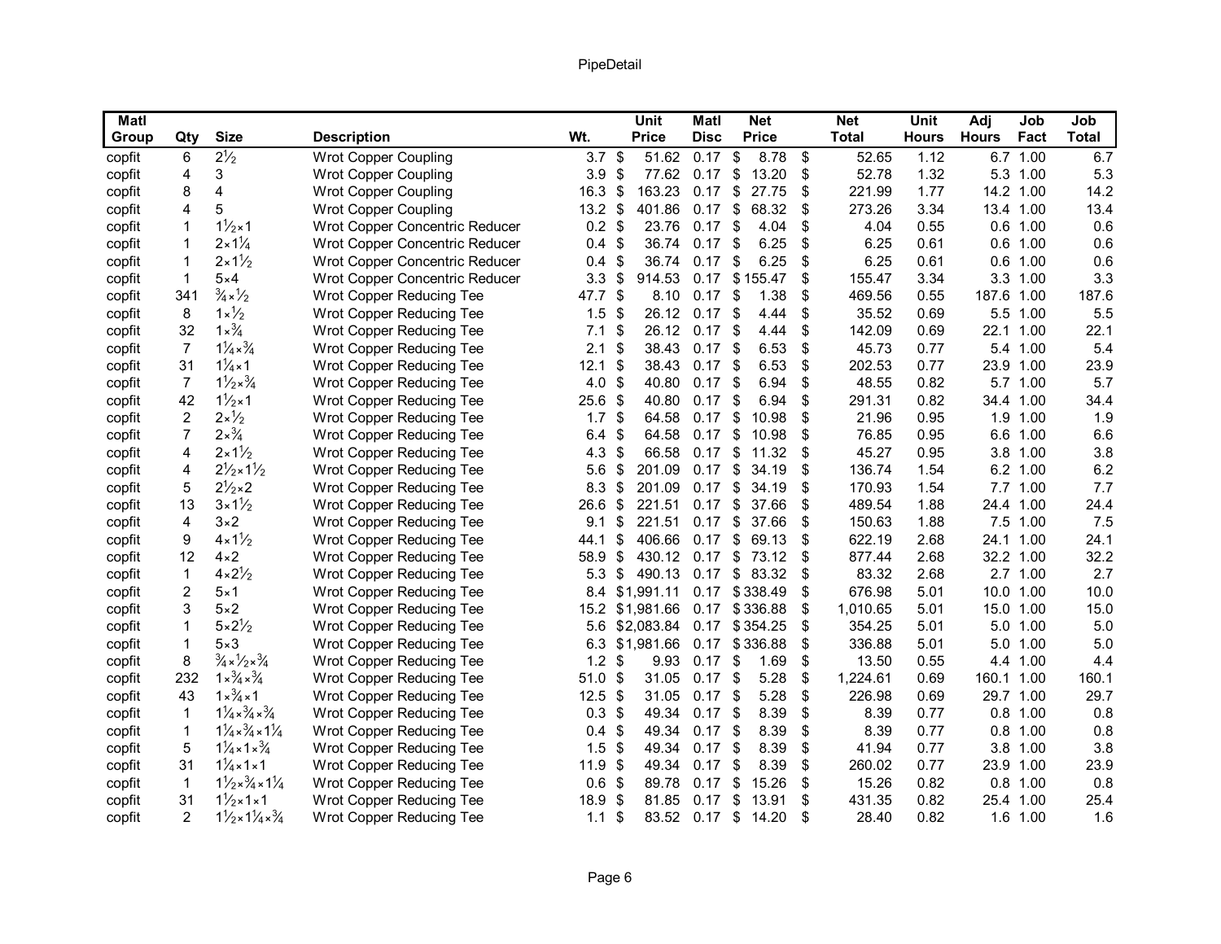| Matl Group | Qty | Size | Description | Wt. | Unit Price | Matl Disc | Net Price | Net Total | Unit Hours | Adj Hours | Job Fact | Job Total |
|---|---|---|---|---|---|---|---|---|---|---|---|---|
| copfit | 6 | 2½ | Wrot Copper Coupling | 3.7 | $ 51.62 | 0.17 | $ 8.78 | $ 52.65 | 1.12 | 6.7 | 1.00 | 6.7 |
| copfit | 4 | 3 | Wrot Copper Coupling | 3.9 | $ 77.62 | 0.17 | $ 13.20 | $ 52.78 | 1.32 | 5.3 | 1.00 | 5.3 |
| copfit | 8 | 4 | Wrot Copper Coupling | 16.3 | $ 163.23 | 0.17 | $ 27.75 | $ 221.99 | 1.77 | 14.2 | 1.00 | 14.2 |
| copfit | 4 | 5 | Wrot Copper Coupling | 13.2 | $ 401.86 | 0.17 | $ 68.32 | $ 273.26 | 3.34 | 13.4 | 1.00 | 13.4 |
| copfit | 1 | 1½×1 | Wrot Copper Concentric Reducer | 0.2 | $ 23.76 | 0.17 | $ 4.04 | $ 4.04 | 0.55 | 0.6 | 1.00 | 0.6 |
| copfit | 1 | 2×1¼ | Wrot Copper Concentric Reducer | 0.4 | $ 36.74 | 0.17 | $ 6.25 | $ 6.25 | 0.61 | 0.6 | 1.00 | 0.6 |
| copfit | 1 | 2×1½ | Wrot Copper Concentric Reducer | 0.4 | $ 36.74 | 0.17 | $ 6.25 | $ 6.25 | 0.61 | 0.6 | 1.00 | 0.6 |
| copfit | 1 | 5×4 | Wrot Copper Concentric Reducer | 3.3 | $ 914.53 | 0.17 | $ 155.47 | $ 155.47 | 3.34 | 3.3 | 1.00 | 3.3 |
| copfit | 341 | ¾×½ | Wrot Copper Reducing Tee | 47.7 | $ 8.10 | 0.17 | $ 1.38 | $ 469.56 | 0.55 | 187.6 | 1.00 | 187.6 |
| copfit | 8 | 1×½ | Wrot Copper Reducing Tee | 1.5 | $ 26.12 | 0.17 | $ 4.44 | $ 35.52 | 0.69 | 5.5 | 1.00 | 5.5 |
| copfit | 32 | 1×¾ | Wrot Copper Reducing Tee | 7.1 | $ 26.12 | 0.17 | $ 4.44 | $ 142.09 | 0.69 | 22.1 | 1.00 | 22.1 |
| copfit | 7 | 1¼×¾ | Wrot Copper Reducing Tee | 2.1 | $ 38.43 | 0.17 | $ 6.53 | $ 45.73 | 0.77 | 5.4 | 1.00 | 5.4 |
| copfit | 31 | 1¼×1 | Wrot Copper Reducing Tee | 12.1 | $ 38.43 | 0.17 | $ 6.53 | $ 202.53 | 0.77 | 23.9 | 1.00 | 23.9 |
| copfit | 7 | 1½×¾ | Wrot Copper Reducing Tee | 4.0 | $ 40.80 | 0.17 | $ 6.94 | $ 48.55 | 0.82 | 5.7 | 1.00 | 5.7 |
| copfit | 42 | 1½×1 | Wrot Copper Reducing Tee | 25.6 | $ 40.80 | 0.17 | $ 6.94 | $ 291.31 | 0.82 | 34.4 | 1.00 | 34.4 |
| copfit | 2 | 2×½ | Wrot Copper Reducing Tee | 1.7 | $ 64.58 | 0.17 | $ 10.98 | $ 21.96 | 0.95 | 1.9 | 1.00 | 1.9 |
| copfit | 7 | 2×¾ | Wrot Copper Reducing Tee | 6.4 | $ 64.58 | 0.17 | $ 10.98 | $ 76.85 | 0.95 | 6.6 | 1.00 | 6.6 |
| copfit | 4 | 2×1½ | Wrot Copper Reducing Tee | 4.3 | $ 66.58 | 0.17 | $ 11.32 | $ 45.27 | 0.95 | 3.8 | 1.00 | 3.8 |
| copfit | 4 | 2½×1½ | Wrot Copper Reducing Tee | 5.6 | $ 201.09 | 0.17 | $ 34.19 | $ 136.74 | 1.54 | 6.2 | 1.00 | 6.2 |
| copfit | 5 | 2½×2 | Wrot Copper Reducing Tee | 8.3 | $ 201.09 | 0.17 | $ 34.19 | $ 170.93 | 1.54 | 7.7 | 1.00 | 7.7 |
| copfit | 13 | 3×1½ | Wrot Copper Reducing Tee | 26.6 | $ 221.51 | 0.17 | $ 37.66 | $ 489.54 | 1.88 | 24.4 | 1.00 | 24.4 |
| copfit | 4 | 3×2 | Wrot Copper Reducing Tee | 9.1 | $ 221.51 | 0.17 | $ 37.66 | $ 150.63 | 1.88 | 7.5 | 1.00 | 7.5 |
| copfit | 9 | 4×1½ | Wrot Copper Reducing Tee | 44.1 | $ 406.66 | 0.17 | $ 69.13 | $ 622.19 | 2.68 | 24.1 | 1.00 | 24.1 |
| copfit | 12 | 4×2 | Wrot Copper Reducing Tee | 58.9 | $ 430.12 | 0.17 | $ 73.12 | $ 877.44 | 2.68 | 32.2 | 1.00 | 32.2 |
| copfit | 1 | 4×2½ | Wrot Copper Reducing Tee | 5.3 | $ 490.13 | 0.17 | $ 83.32 | $ 83.32 | 2.68 | 2.7 | 1.00 | 2.7 |
| copfit | 2 | 5×1 | Wrot Copper Reducing Tee | 8.4 | $1,991.11 | 0.17 | $ 338.49 | $ 676.98 | 5.01 | 10.0 | 1.00 | 10.0 |
| copfit | 3 | 5×2 | Wrot Copper Reducing Tee | 15.2 | $1,981.66 | 0.17 | $ 336.88 | $ 1,010.65 | 5.01 | 15.0 | 1.00 | 15.0 |
| copfit | 1 | 5×2½ | Wrot Copper Reducing Tee | 5.6 | $2,083.84 | 0.17 | $ 354.25 | $ 354.25 | 5.01 | 5.0 | 1.00 | 5.0 |
| copfit | 1 | 5×3 | Wrot Copper Reducing Tee | 6.3 | $1,981.66 | 0.17 | $ 336.88 | $ 336.88 | 5.01 | 5.0 | 1.00 | 5.0 |
| copfit | 8 | ¾×½×¾ | Wrot Copper Reducing Tee | 1.2 | $ 9.93 | 0.17 | $ 1.69 | $ 13.50 | 0.55 | 4.4 | 1.00 | 4.4 |
| copfit | 232 | 1×¾×¾ | Wrot Copper Reducing Tee | 51.0 | $ 31.05 | 0.17 | $ 5.28 | $ 1,224.61 | 0.69 | 160.1 | 1.00 | 160.1 |
| copfit | 43 | 1×¾×1 | Wrot Copper Reducing Tee | 12.5 | $ 31.05 | 0.17 | $ 5.28 | $ 226.98 | 0.69 | 29.7 | 1.00 | 29.7 |
| copfit | 1 | 1¼×¾×¾ | Wrot Copper Reducing Tee | 0.3 | $ 49.34 | 0.17 | $ 8.39 | $ 8.39 | 0.77 | 0.8 | 1.00 | 0.8 |
| copfit | 1 | 1¼×¾×1¼ | Wrot Copper Reducing Tee | 0.4 | $ 49.34 | 0.17 | $ 8.39 | $ 8.39 | 0.77 | 0.8 | 1.00 | 0.8 |
| copfit | 5 | 1¼×1×¾ | Wrot Copper Reducing Tee | 1.5 | $ 49.34 | 0.17 | $ 8.39 | $ 41.94 | 0.77 | 3.8 | 1.00 | 3.8 |
| copfit | 31 | 1¼×1×1 | Wrot Copper Reducing Tee | 11.9 | $ 49.34 | 0.17 | $ 8.39 | $ 260.02 | 0.77 | 23.9 | 1.00 | 23.9 |
| copfit | 1 | 1½×¾×1¼ | Wrot Copper Reducing Tee | 0.6 | $ 89.78 | 0.17 | $ 15.26 | $ 15.26 | 0.82 | 0.8 | 1.00 | 0.8 |
| copfit | 31 | 1½×1×1 | Wrot Copper Reducing Tee | 18.9 | $ 81.85 | 0.17 | $ 13.91 | $ 431.35 | 0.82 | 25.4 | 1.00 | 25.4 |
| copfit | 2 | 1½×1¼×¾ | Wrot Copper Reducing Tee | 1.1 | $ 83.52 | 0.17 | $ 14.20 | $ 28.40 | 0.82 | 1.6 | 1.00 | 1.6 |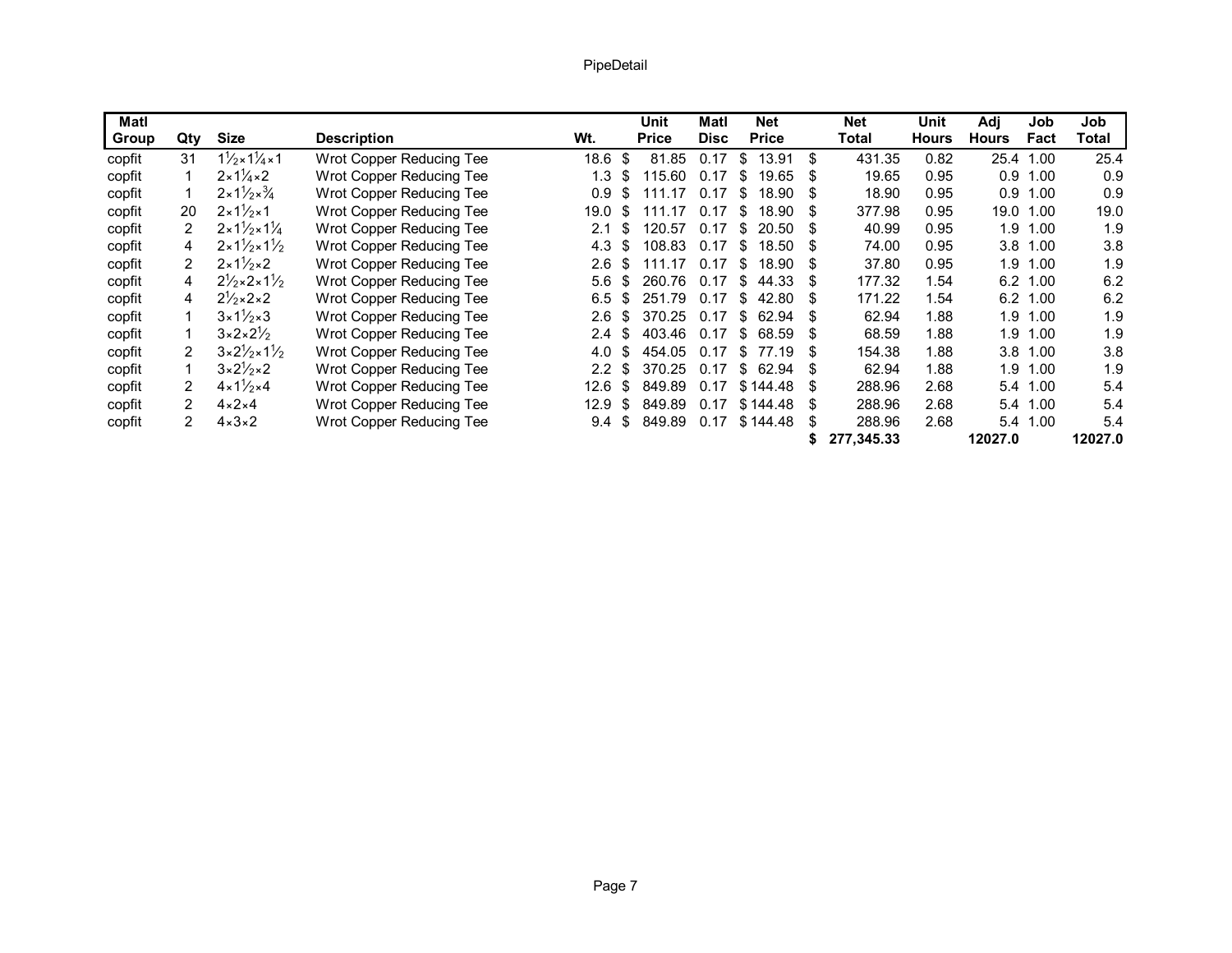PipeDetail

| Matl Group | Qty | Size | Description | Wt. | Unit Price | Matl Disc | Net Price | Net Total | Unit Hours | Adj Hours | Job Fact | Job Total |
|---|---|---|---|---|---|---|---|---|---|---|---|---|
| copfit | 31 | 1½×1¼×1 | Wrot Copper Reducing Tee | 18.6 | $ 81.85 | 0.17 | $ 13.91 | $ 431.35 | 0.82 | 25.4 | 1.00 | 25.4 |
| copfit | 1 | 2×1¼×2 | Wrot Copper Reducing Tee | 1.3 | $ 115.60 | 0.17 | $ 19.65 | $ 19.65 | 0.95 | 0.9 | 1.00 | 0.9 |
| copfit | 1 | 2×1½×¾ | Wrot Copper Reducing Tee | 0.9 | $ 111.17 | 0.17 | $ 18.90 | $ 18.90 | 0.95 | 0.9 | 1.00 | 0.9 |
| copfit | 20 | 2×1½×1 | Wrot Copper Reducing Tee | 19.0 | $ 111.17 | 0.17 | $ 18.90 | $ 377.98 | 0.95 | 19.0 | 1.00 | 19.0 |
| copfit | 2 | 2×1½×1¼ | Wrot Copper Reducing Tee | 2.1 | $ 120.57 | 0.17 | $ 20.50 | $ 40.99 | 0.95 | 1.9 | 1.00 | 1.9 |
| copfit | 4 | 2×1½×1½ | Wrot Copper Reducing Tee | 4.3 | $ 108.83 | 0.17 | $ 18.50 | $ 74.00 | 0.95 | 3.8 | 1.00 | 3.8 |
| copfit | 2 | 2×1½×2 | Wrot Copper Reducing Tee | 2.6 | $ 111.17 | 0.17 | $ 18.90 | $ 37.80 | 0.95 | 1.9 | 1.00 | 1.9 |
| copfit | 4 | 2½×2×1½ | Wrot Copper Reducing Tee | 5.6 | $ 260.76 | 0.17 | $ 44.33 | $ 177.32 | 1.54 | 6.2 | 1.00 | 6.2 |
| copfit | 4 | 2½×2×2 | Wrot Copper Reducing Tee | 6.5 | $ 251.79 | 0.17 | $ 42.80 | $ 171.22 | 1.54 | 6.2 | 1.00 | 6.2 |
| copfit | 1 | 3×1½×3 | Wrot Copper Reducing Tee | 2.6 | $ 370.25 | 0.17 | $ 62.94 | $ 62.94 | 1.88 | 1.9 | 1.00 | 1.9 |
| copfit | 1 | 3×2×2½ | Wrot Copper Reducing Tee | 2.4 | $ 403.46 | 0.17 | $ 68.59 | $ 68.59 | 1.88 | 1.9 | 1.00 | 1.9 |
| copfit | 2 | 3×2½×1½ | Wrot Copper Reducing Tee | 4.0 | $ 454.05 | 0.17 | $ 77.19 | $ 154.38 | 1.88 | 3.8 | 1.00 | 3.8 |
| copfit | 1 | 3×2½×2 | Wrot Copper Reducing Tee | 2.2 | $ 370.25 | 0.17 | $ 62.94 | $ 62.94 | 1.88 | 1.9 | 1.00 | 1.9 |
| copfit | 2 | 4×1½×4 | Wrot Copper Reducing Tee | 12.6 | $ 849.89 | 0.17 | $ 144.48 | $ 288.96 | 2.68 | 5.4 | 1.00 | 5.4 |
| copfit | 2 | 4×2×4 | Wrot Copper Reducing Tee | 12.9 | $ 849.89 | 0.17 | $ 144.48 | $ 288.96 | 2.68 | 5.4 | 1.00 | 5.4 |
| copfit | 2 | 4×3×2 | Wrot Copper Reducing Tee | 9.4 | $ 849.89 | 0.17 | $ 144.48 | $ 288.96 | 2.68 | 5.4 | 1.00 | 5.4 |
| | | | | | | | | **$ 277,345.33** | | **12027.0** | | **12027.0** |